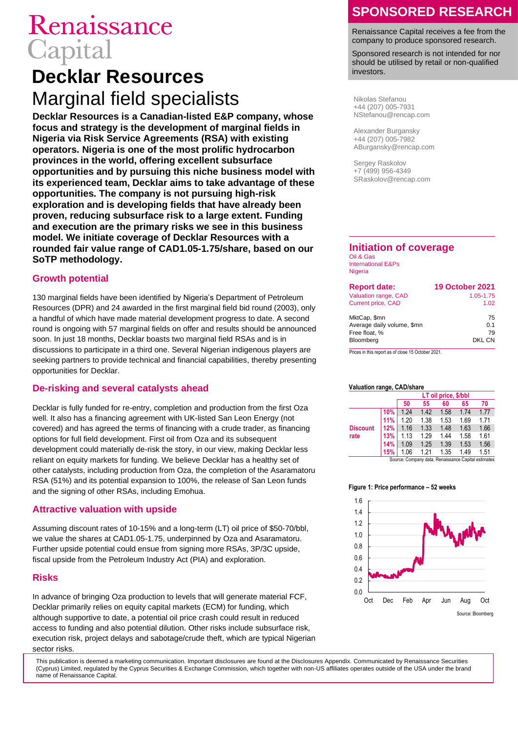Renaissance Capital

# Decklar Resources

## Marginal field specialists

**Decklar Resources is a Canadian-listed E&P company, whose focus and strategy is the development of marginal fields in Nigeria via Risk Service Agreements (RSA) with existing operators. Nigeria is one of the most prolific hydrocarbon provinces in the world, offering excellent subsurface opportunities and by pursuing this niche business model with its experienced team, Decklar aims to take advantage of these opportunities. The company is not pursuing high-risk exploration and is developing fields that have already been proven, reducing subsurface risk to a large extent. Funding and execution are the primary risks we see in this business model. We initiate coverage of Decklar Resources with a rounded fair value range of CAD1.05-1.75/share, based on our SoTP methodology.**

### Growth potential

130 marginal fields have been identified by Nigeria's Department of Petroleum Resources (DPR) and 24 awarded in the first marginal field bid round (2003), only a handful of which have made material development progress to date. A second round is ongoing with 57 marginal fields on offer and results should be announced soon. In just 18 months, Decklar boasts two marginal field RSAs and is in discussions to participate in a third one. Several Nigerian indigenous players are seeking partners to provide technical and financial capabilities, thereby presenting opportunities for Decklar.

### De-risking and several catalysts ahead

Decklar is fully funded for re-entry, completion and production from the first Oza well. It also has a financing agreement with UK-listed San Leon Energy (not covered) and has agreed the terms of financing with a crude trader, as financing options for full field development. First oil from Oza and its subsequent development could materially de-risk the story, in our view, making Decklar less reliant on equity markets for funding. We believe Decklar has a healthy set of other catalysts, including production from Oza, the completion of the Asaramatoru RSA (51%) and its potential expansion to 100%, the release of San Leon funds and the signing of other RSAs, including Emohua.

### Attractive valuation with upside

Assuming discount rates of 10-15% and a long-term (LT) oil price of $50-70/bbl, we value the shares at CAD1.05-1.75, underpinned by Oza and Asaramatoru. Further upside potential could ensue from signing more RSAs, 3P/3C upside, fiscal upside from the Petroleum Industry Act (PIA) and exploration.

### Risks

In advance of bringing Oza production to levels that will generate material FCF, Decklar primarily relies on equity capital markets (ECM) for funding, which although supportive to date, a potential oil price crash could result in reduced access to funding and also potential dilution. Other risks include subsurface risk, execution risk, project delays and sabotage/crude theft, which are typical Nigerian sector risks.

**SPONSORED RESEARCH**

Renaissance Capital receives a fee from the company to produce sponsored research.

Sponsored research is not intended for nor should be utilised by retail or non-qualified investors.

Nikolas Stefanou
+44 (207) 005-7931
NStefanou@rencap.com

Alexander Burgansky
+44 (207) 005-7982
ABurgansky@rencap.com

Sergey Raskolov
+7 (499) 956-4349
SRaskolov@rencap.com

### Initiation of coverage

Oil & Gas
International E&Ps
Nigeria

| **Report date:** | **19 October 2021** |
|---|---|
| Valuation range, CAD | 1.05-1.75 |
| Current price, CAD | 1.02 |
| MktCap, $mn | 75 |
| Average daily volume, $mn | 0.1 |
| Free float, % | 79 |
| Bloomberg | DKL CN |

Prices in this report as of close 15 October 2021.

**Valuation range, CAD/share**

| | | LT oil price, $/bbl | | | | |
|---|---|---|---|---|---|---|
| | | 50 | 55 | 60 | 65 | 70 |
| Discount rate | 10% | 1.24 | 1.42 | 1.58 | 1.74 | 1.77 |
| | 11% | 1.20 | 1.38 | 1.53 | 1.69 | 1.71 |
| | 12% | 1.16 | 1.33 | 1.48 | 1.63 | 1.66 |
| | 13% | 1.13 | 1.29 | 1.44 | 1.58 | 1.61 |
| | 14% | 1.09 | 1.25 | 1.39 | 1.53 | 1.56 |
| | 15% | 1.06 | 1.21 | 1.35 | 1.49 | 1.51 |

Source: Company data, Renaissance Capital estimates

**Figure 1: Price performance – 52 weeks**

Source: Bloomberg

This publication is deemed a marketing communication. Important disclosures are found at the Disclosures Appendix. Communicated by Renaissance Securities (Cyprus) Limited, regulated by the Cyprus Securities & Exchange Commission, which together with non-US affiliates operates outside of the USA under the brand name of Renaissance Capital.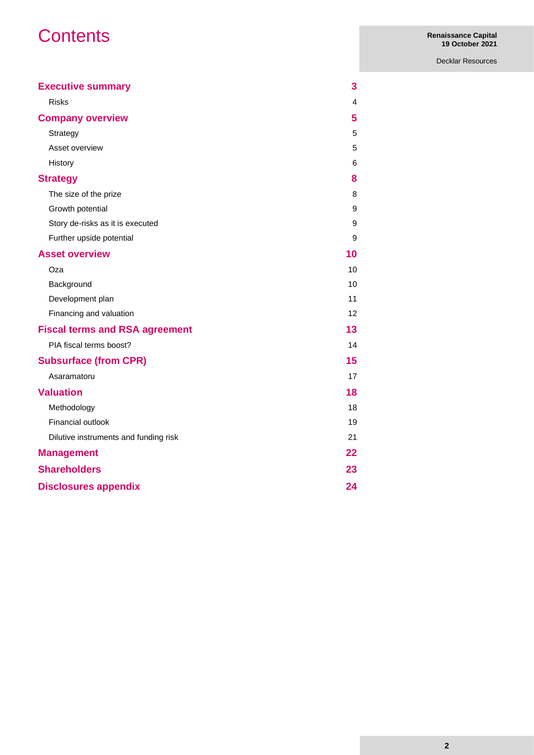# Contents

| Section | Page |
|---|---|
| **Executive summary** | **3** |
| Risks | 4 |
| **Company overview** | **5** |
| Strategy | 5 |
| Asset overview | 5 |
| History | 6 |
| **Strategy** | **8** |
| The size of the prize | 8 |
| Growth potential | 9 |
| Story de-risks as it is executed | 9 |
| Further upside potential | 9 |
| **Asset overview** | **10** |
| Oza | 10 |
| Background | 10 |
| Development plan | 11 |
| Financing and valuation | 12 |
| **Fiscal terms and RSA agreement** | **13** |
| PIA fiscal terms boost? | 14 |
| **Subsurface (from CPR)** | **15** |
| Asaramatoru | 17 |
| **Valuation** | **18** |
| Methodology | 18 |
| Financial outlook | 19 |
| Dilutive instruments and funding risk | 21 |
| **Management** | **22** |
| **Shareholders** | **23** |
| **Disclosures appendix** | **24** |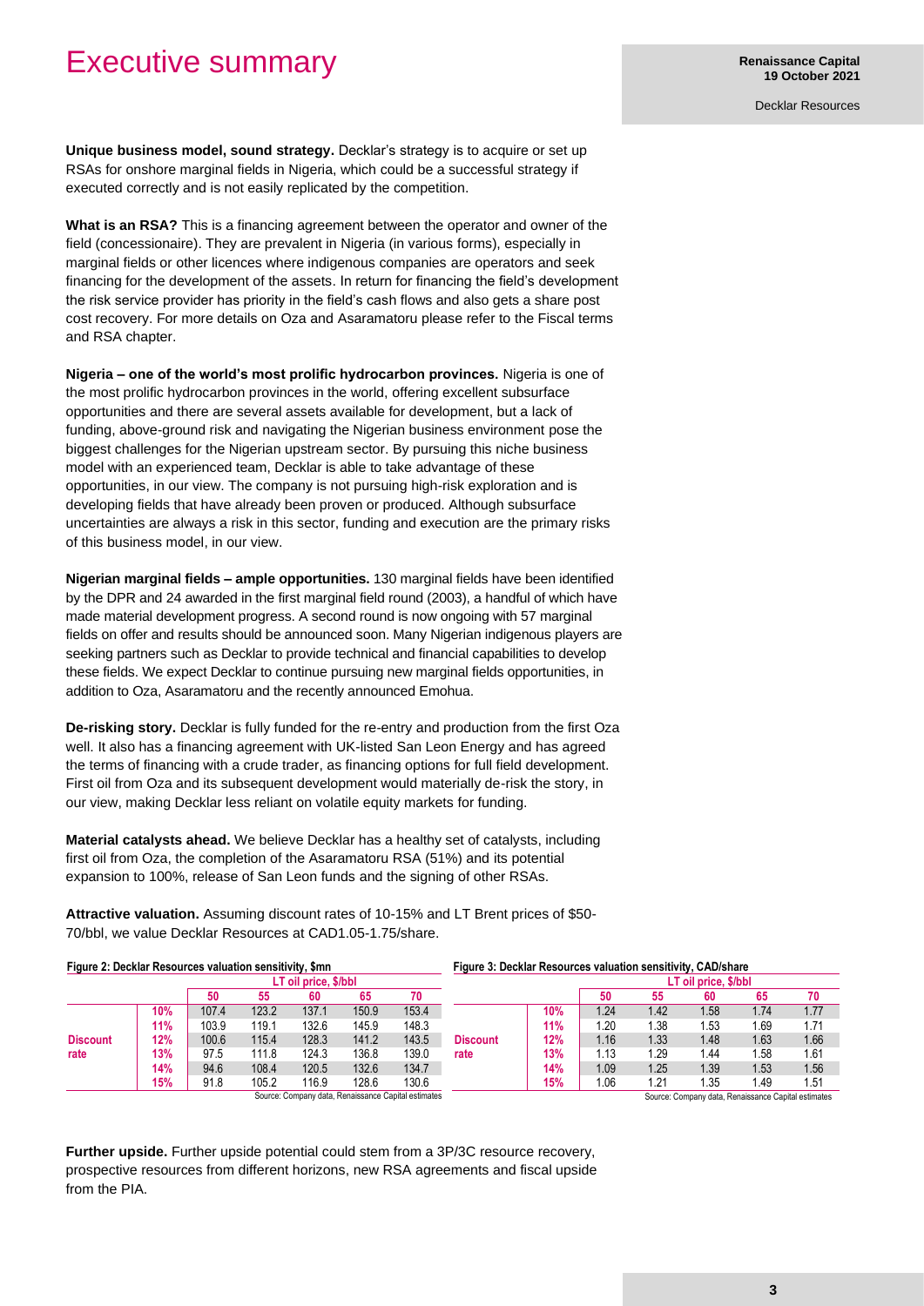# Executive summary

**Unique business model, sound strategy.** Decklar's strategy is to acquire or set up RSAs for onshore marginal fields in Nigeria, which could be a successful strategy if executed correctly and is not easily replicated by the competition.

**What is an RSA?** This is a financing agreement between the operator and owner of the field (concessionaire). They are prevalent in Nigeria (in various forms), especially in marginal fields or other licences where indigenous companies are operators and seek financing for the development of the assets. In return for financing the field's development the risk service provider has priority in the field's cash flows and also gets a share post cost recovery. For more details on Oza and Asaramatoru please refer to the Fiscal terms and RSA chapter.

**Nigeria – one of the world's most prolific hydrocarbon provinces.** Nigeria is one of the most prolific hydrocarbon provinces in the world, offering excellent subsurface opportunities and there are several assets available for development, but a lack of funding, above-ground risk and navigating the Nigerian business environment pose the biggest challenges for the Nigerian upstream sector. By pursuing this niche business model with an experienced team, Decklar is able to take advantage of these opportunities, in our view. The company is not pursuing high-risk exploration and is developing fields that have already been proven or produced. Although subsurface uncertainties are always a risk in this sector, funding and execution are the primary risks of this business model, in our view.

**Nigerian marginal fields – ample opportunities.** 130 marginal fields have been identified by the DPR and 24 awarded in the first marginal field round (2003), a handful of which have made material development progress. A second round is now ongoing with 57 marginal fields on offer and results should be announced soon. Many Nigerian indigenous players are seeking partners such as Decklar to provide technical and financial capabilities to develop these fields. We expect Decklar to continue pursuing new marginal fields opportunities, in addition to Oza, Asaramatoru and the recently announced Emohua.

**De-risking story.** Decklar is fully funded for the re-entry and production from the first Oza well. It also has a financing agreement with UK-listed San Leon Energy and has agreed the terms of financing with a crude trader, as financing options for full field development. First oil from Oza and its subsequent development would materially de-risk the story, in our view, making Decklar less reliant on volatile equity markets for funding.

**Material catalysts ahead.** We believe Decklar has a healthy set of catalysts, including first oil from Oza, the completion of the Asaramatoru RSA (51%) and its potential expansion to 100%, release of San Leon funds and the signing of other RSAs.

**Attractive valuation.** Assuming discount rates of 10-15% and LT Brent prices of $50-70/bbl, we value Decklar Resources at CAD1.05-1.75/share.

**Figure 2: Decklar Resources valuation sensitivity, $mn**

| | | LT oil price, $/bbl | | | | |
|---|---|---|---|---|---|---|
| | | 50 | 55 | 60 | 65 | 70 |
| Discount rate | 10% | 107.4 | 123.2 | 137.1 | 150.9 | 153.4 |
| | 11% | 103.9 | 119.1 | 132.6 | 145.9 | 148.3 |
| | 12% | 100.6 | 115.4 | 128.3 | 141.2 | 143.5 |
| | 13% | 97.5 | 111.8 | 124.3 | 136.8 | 139.0 |
| | 14% | 94.6 | 108.4 | 120.5 | 132.6 | 134.7 |
| | 15% | 91.8 | 105.2 | 116.9 | 128.6 | 130.6 |

Source: Company data, Renaissance Capital estimates

**Figure 3: Decklar Resources valuation sensitivity, CAD/share**

| | | LT oil price, $/bbl | | | | |
|---|---|---|---|---|---|---|
| | | 50 | 55 | 60 | 65 | 70 |
| Discount rate | 10% | 1.24 | 1.42 | 1.58 | 1.74 | 1.77 |
| | 11% | 1.20 | 1.38 | 1.53 | 1.69 | 1.71 |
| | 12% | 1.16 | 1.33 | 1.48 | 1.63 | 1.66 |
| | 13% | 1.13 | 1.29 | 1.44 | 1.58 | 1.61 |
| | 14% | 1.09 | 1.25 | 1.39 | 1.53 | 1.56 |
| | 15% | 1.06 | 1.21 | 1.35 | 1.49 | 1.51 |

Source: Company data, Renaissance Capital estimates

**Further upside.** Further upside potential could stem from a 3P/3C resource recovery, prospective resources from different horizons, new RSA agreements and fiscal upside from the PIA.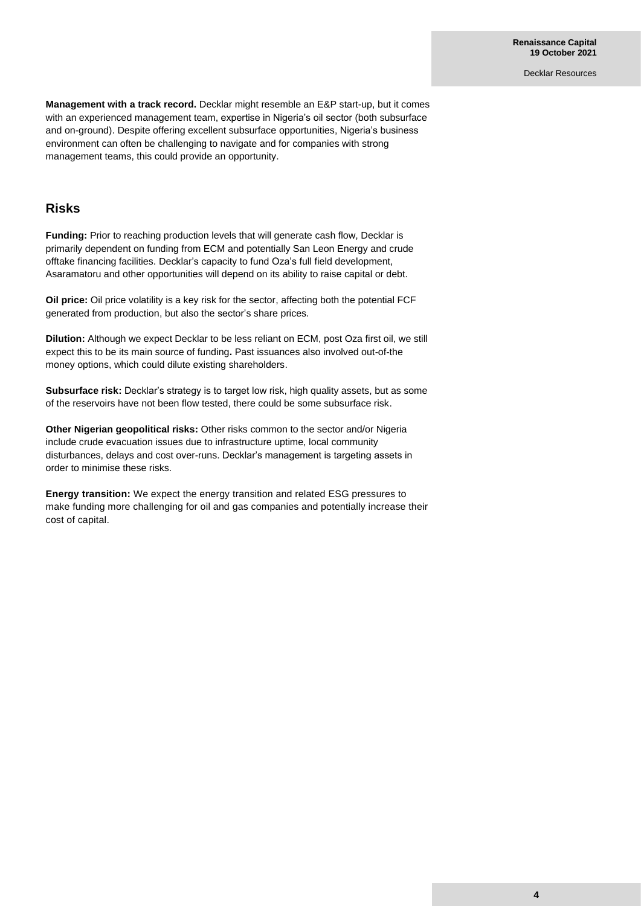**Management with a track record.** Decklar might resemble an E&P start-up, but it comes with an experienced management team, expertise in Nigeria's oil sector (both subsurface and on-ground). Despite offering excellent subsurface opportunities, Nigeria's business environment can often be challenging to navigate and for companies with strong management teams, this could provide an opportunity.

## Risks

**Funding:** Prior to reaching production levels that will generate cash flow, Decklar is primarily dependent on funding from ECM and potentially San Leon Energy and crude offtake financing facilities. Decklar's capacity to fund Oza's full field development, Asaramatoru and other opportunities will depend on its ability to raise capital or debt.

**Oil price:** Oil price volatility is a key risk for the sector, affecting both the potential FCF generated from production, but also the sector's share prices.

**Dilution:** Although we expect Decklar to be less reliant on ECM, post Oza first oil, we still expect this to be its main source of funding**.** Past issuances also involved out-of-the money options, which could dilute existing shareholders.

**Subsurface risk:** Decklar's strategy is to target low risk, high quality assets, but as some of the reservoirs have not been flow tested, there could be some subsurface risk.

**Other Nigerian geopolitical risks:** Other risks common to the sector and/or Nigeria include crude evacuation issues due to infrastructure uptime, local community disturbances, delays and cost over-runs. Decklar's management is targeting assets in order to minimise these risks.

**Energy transition:** We expect the energy transition and related ESG pressures to make funding more challenging for oil and gas companies and potentially increase their cost of capital.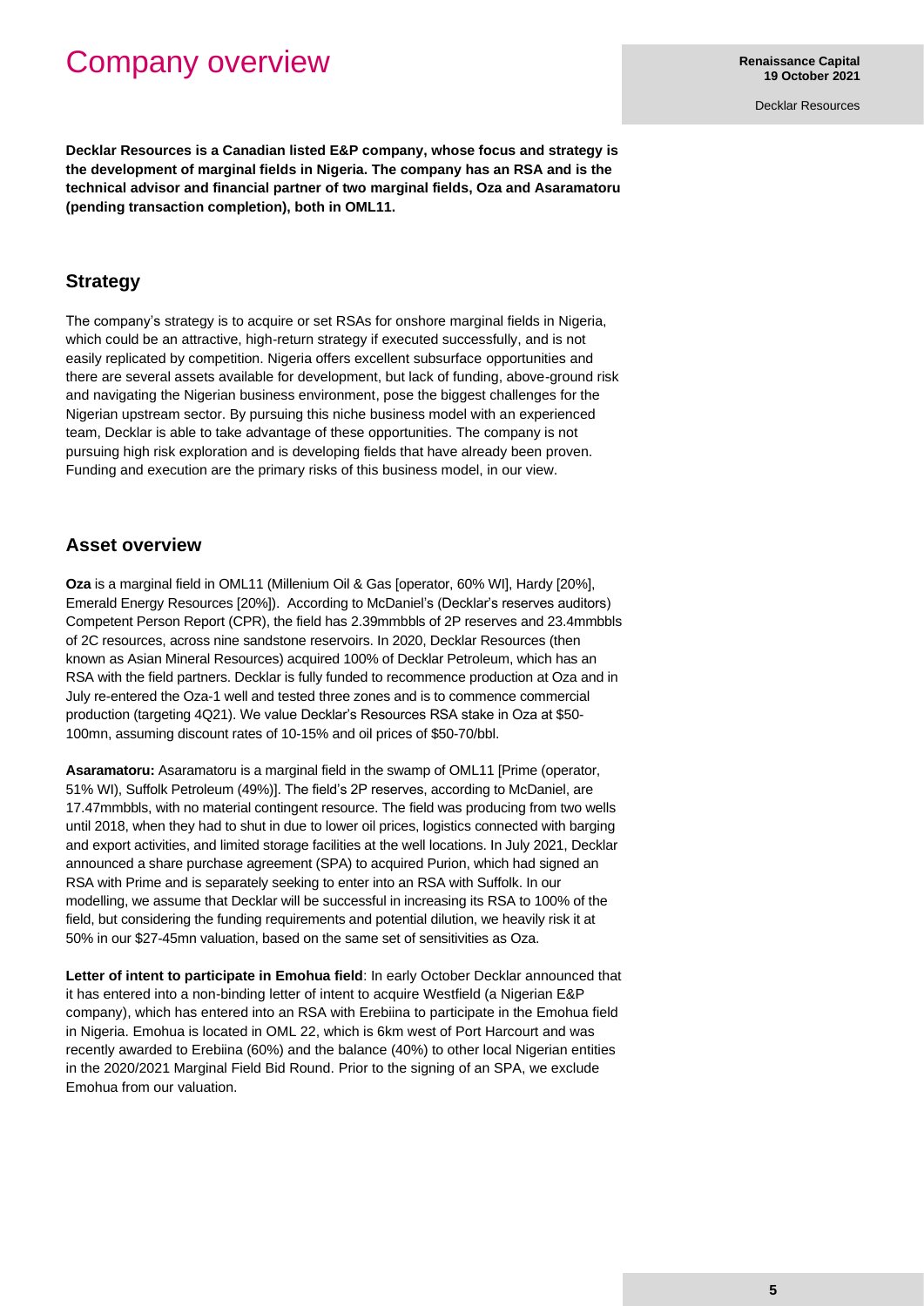# Company overview

**Decklar Resources is a Canadian listed E&P company, whose focus and strategy is the development of marginal fields in Nigeria. The company has an RSA and is the technical advisor and financial partner of two marginal fields, Oza and Asaramatoru (pending transaction completion), both in OML11.**

## Strategy

The company's strategy is to acquire or set RSAs for onshore marginal fields in Nigeria, which could be an attractive, high-return strategy if executed successfully, and is not easily replicated by competition. Nigeria offers excellent subsurface opportunities and there are several assets available for development, but lack of funding, above-ground risk and navigating the Nigerian business environment, pose the biggest challenges for the Nigerian upstream sector. By pursuing this niche business model with an experienced team, Decklar is able to take advantage of these opportunities. The company is not pursuing high risk exploration and is developing fields that have already been proven. Funding and execution are the primary risks of this business model, in our view.

## Asset overview

**Oza** is a marginal field in OML11 (Millenium Oil & Gas [operator, 60% WI], Hardy [20%], Emerald Energy Resources [20%]). According to McDaniel's (Decklar's reserves auditors) Competent Person Report (CPR), the field has 2.39mmbbls of 2P reserves and 23.4mmbbls of 2C resources, across nine sandstone reservoirs. In 2020, Decklar Resources (then known as Asian Mineral Resources) acquired 100% of Decklar Petroleum, which has an RSA with the field partners. Decklar is fully funded to recommence production at Oza and in July re-entered the Oza-1 well and tested three zones and is to commence commercial production (targeting 4Q21). We value Decklar's Resources RSA stake in Oza at $50-100mn, assuming discount rates of 10-15% and oil prices of $50-70/bbl.

**Asaramatoru:** Asaramatoru is a marginal field in the swamp of OML11 [Prime (operator, 51% WI), Suffolk Petroleum (49%)]. The field's 2P reserves, according to McDaniel, are 17.47mmbbls, with no material contingent resource. The field was producing from two wells until 2018, when they had to shut in due to lower oil prices, logistics connected with barging and export activities, and limited storage facilities at the well locations. In July 2021, Decklar announced a share purchase agreement (SPA) to acquired Purion, which had signed an RSA with Prime and is separately seeking to enter into an RSA with Suffolk. In our modelling, we assume that Decklar will be successful in increasing its RSA to 100% of the field, but considering the funding requirements and potential dilution, we heavily risk it at 50% in our $27-45mn valuation, based on the same set of sensitivities as Oza.

**Letter of intent to participate in Emohua field**: In early October Decklar announced that it has entered into a non-binding letter of intent to acquire Westfield (a Nigerian E&P company), which has entered into an RSA with Erebiina to participate in the Emohua field in Nigeria. Emohua is located in OML 22, which is 6km west of Port Harcourt and was recently awarded to Erebiina (60%) and the balance (40%) to other local Nigerian entities in the 2020/2021 Marginal Field Bid Round. Prior to the signing of an SPA, we exclude Emohua from our valuation.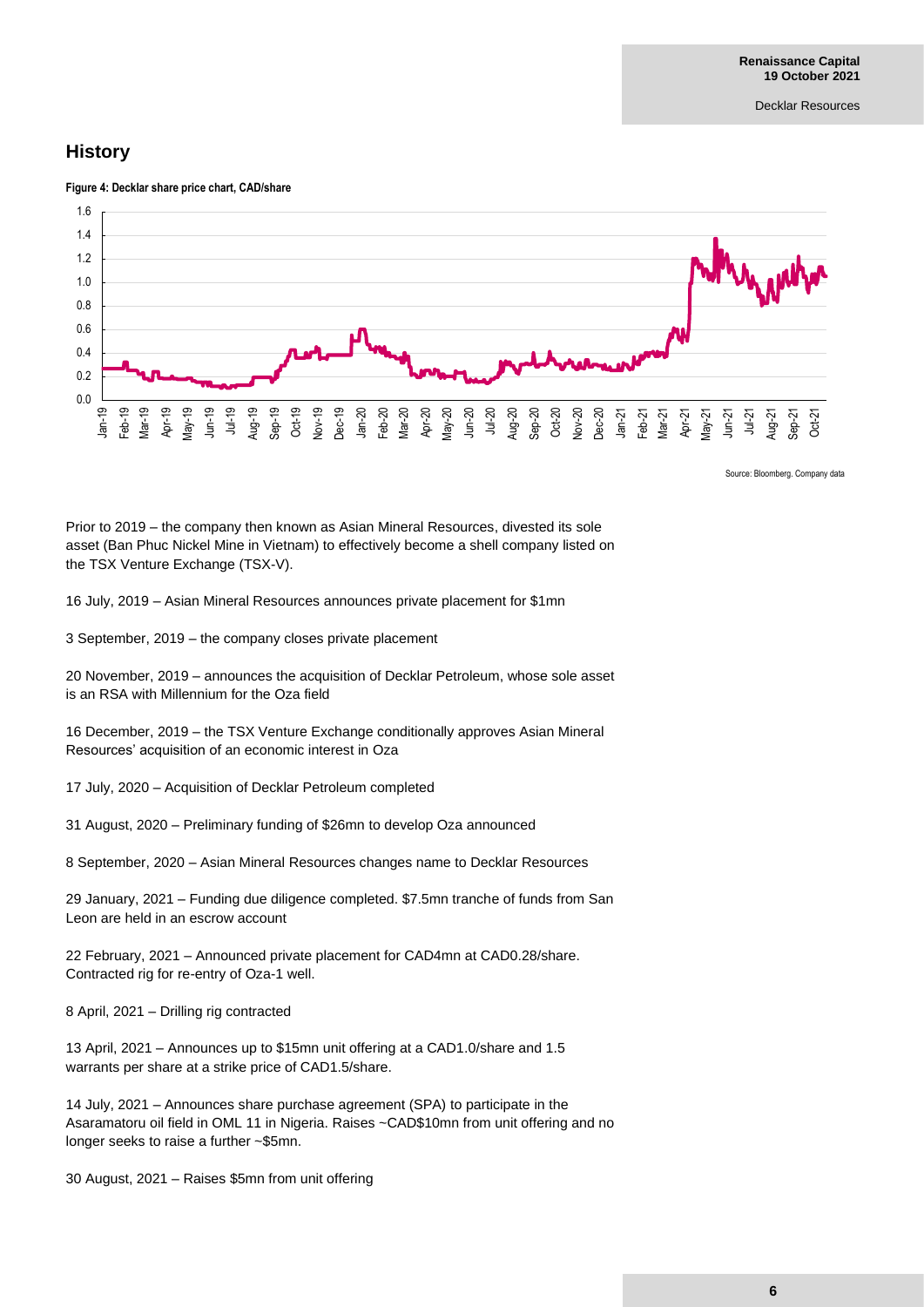## History

**Figure 4: Decklar share price chart, CAD/share**

Source: Bloomberg. Company data

Prior to 2019 – the company then known as Asian Mineral Resources, divested its sole asset (Ban Phuc Nickel Mine in Vietnam) to effectively become a shell company listed on the TSX Venture Exchange (TSX-V).

16 July, 2019 – Asian Mineral Resources announces private placement for $1mn

3 September, 2019 – the company closes private placement

20 November, 2019 – announces the acquisition of Decklar Petroleum, whose sole asset is an RSA with Millennium for the Oza field

16 December, 2019 – the TSX Venture Exchange conditionally approves Asian Mineral Resources' acquisition of an economic interest in Oza

17 July, 2020 – Acquisition of Decklar Petroleum completed

31 August, 2020 – Preliminary funding of $26mn to develop Oza announced

8 September, 2020 – Asian Mineral Resources changes name to Decklar Resources

29 January, 2021 – Funding due diligence completed. $7.5mn tranche of funds from San Leon are held in an escrow account

22 February, 2021 – Announced private placement for CAD4mn at CAD0.28/share. Contracted rig for re-entry of Oza-1 well.

8 April, 2021 – Drilling rig contracted

13 April, 2021 – Announces up to $15mn unit offering at a CAD1.0/share and 1.5 warrants per share at a strike price of CAD1.5/share.

14 July, 2021 – Announces share purchase agreement (SPA) to participate in the Asaramatoru oil field in OML 11 in Nigeria. Raises ~CAD$10mn from unit offering and no longer seeks to raise a further ~$5mn.

30 August, 2021 – Raises $5mn from unit offering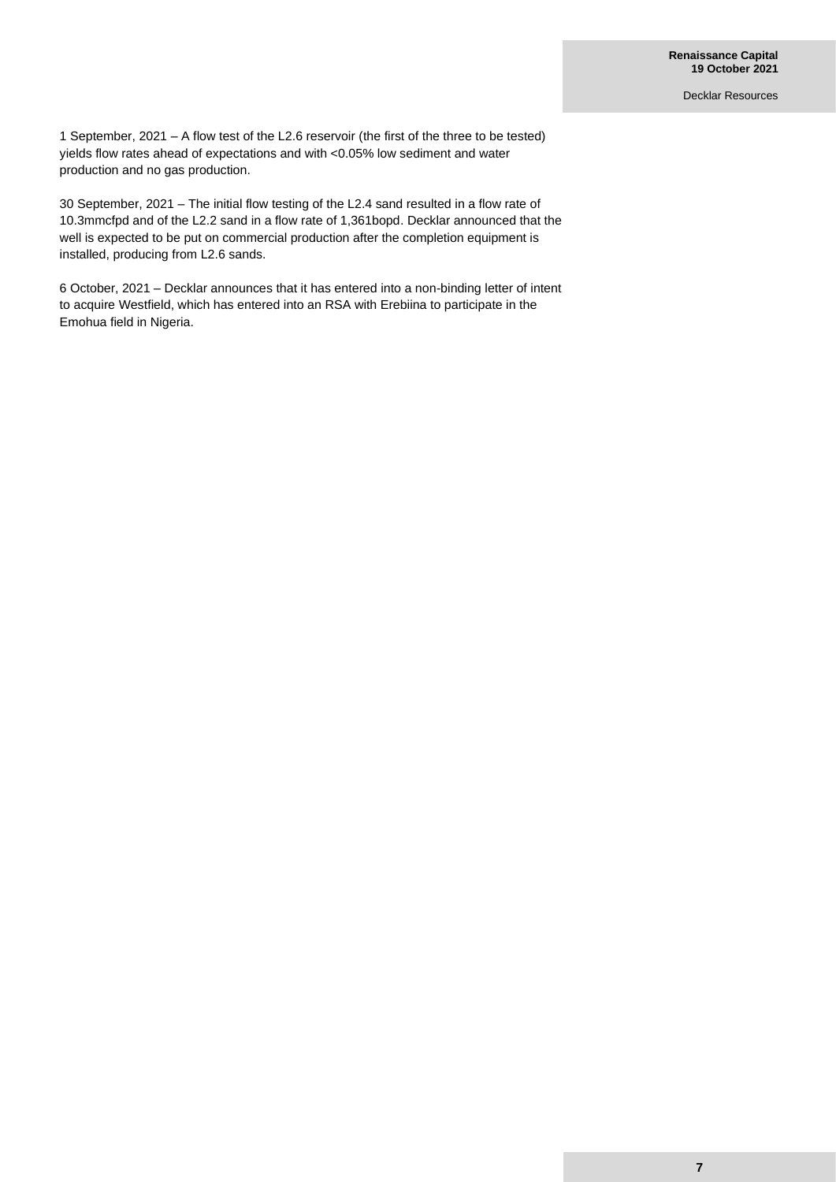1 September, 2021 – A flow test of the L2.6 reservoir (the first of the three to be tested) yields flow rates ahead of expectations and with <0.05% low sediment and water production and no gas production.

30 September, 2021 – The initial flow testing of the L2.4 sand resulted in a flow rate of 10.3mmcfpd and of the L2.2 sand in a flow rate of 1,361bopd. Decklar announced that the well is expected to be put on commercial production after the completion equipment is installed, producing from L2.6 sands.

6 October, 2021 – Decklar announces that it has entered into a non-binding letter of intent to acquire Westfield, which has entered into an RSA with Erebiina to participate in the Emohua field in Nigeria.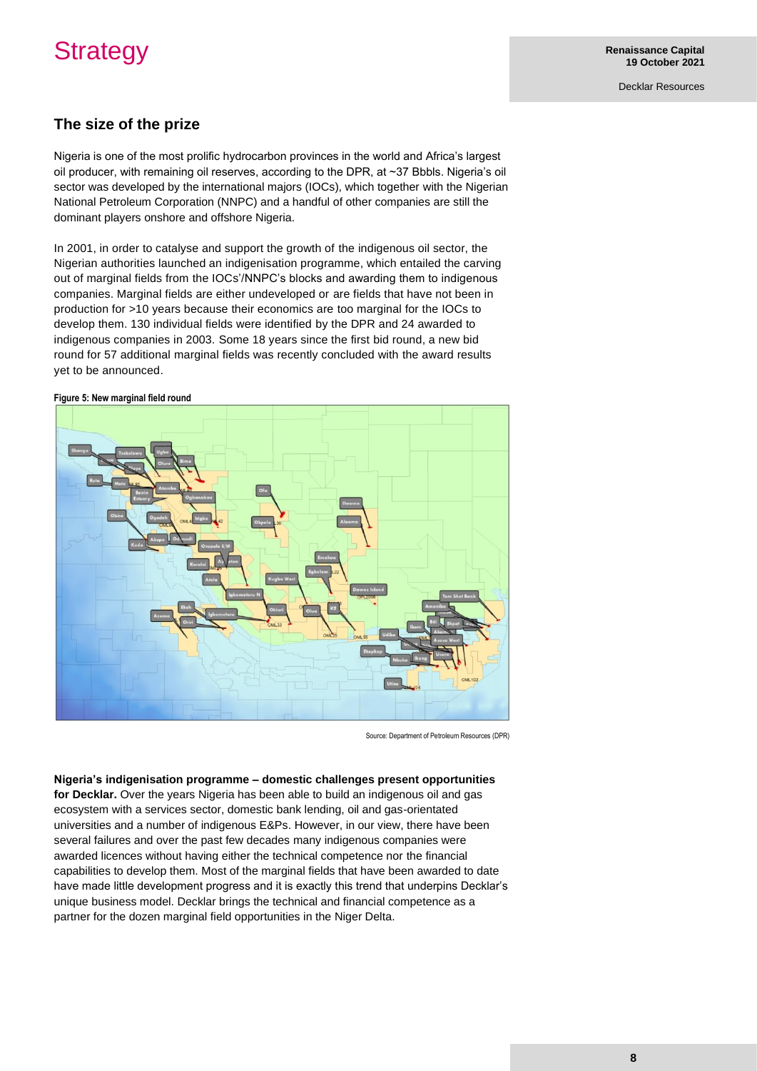# Strategy

## The size of the prize

Nigeria is one of the most prolific hydrocarbon provinces in the world and Africa's largest oil producer, with remaining oil reserves, according to the DPR, at ~37 Bbbls. Nigeria's oil sector was developed by the international majors (IOCs), which together with the Nigerian National Petroleum Corporation (NNPC) and a handful of other companies are still the dominant players onshore and offshore Nigeria.

In 2001, in order to catalyse and support the growth of the indigenous oil sector, the Nigerian authorities launched an indigenisation programme, which entailed the carving out of marginal fields from the IOCs'/NNPC's blocks and awarding them to indigenous companies. Marginal fields are either undeveloped or are fields that have not been in production for >10 years because their economics are too marginal for the IOCs to develop them. 130 individual fields were identified by the DPR and 24 awarded to indigenous companies in 2003. Some 18 years since the first bid round, a new bid round for 57 additional marginal fields was recently concluded with the award results yet to be announced.

**Figure 5: New marginal field round**

Source: Department of Petroleum Resources (DPR)

**Nigeria's indigenisation programme – domestic challenges present opportunities for Decklar.** Over the years Nigeria has been able to build an indigenous oil and gas ecosystem with a services sector, domestic bank lending, oil and gas-orientated universities and a number of indigenous E&Ps. However, in our view, there have been several failures and over the past few decades many indigenous companies were awarded licences without having either the technical competence nor the financial capabilities to develop them. Most of the marginal fields that have been awarded to date have made little development progress and it is exactly this trend that underpins Decklar's unique business model. Decklar brings the technical and financial competence as a partner for the dozen marginal field opportunities in the Niger Delta.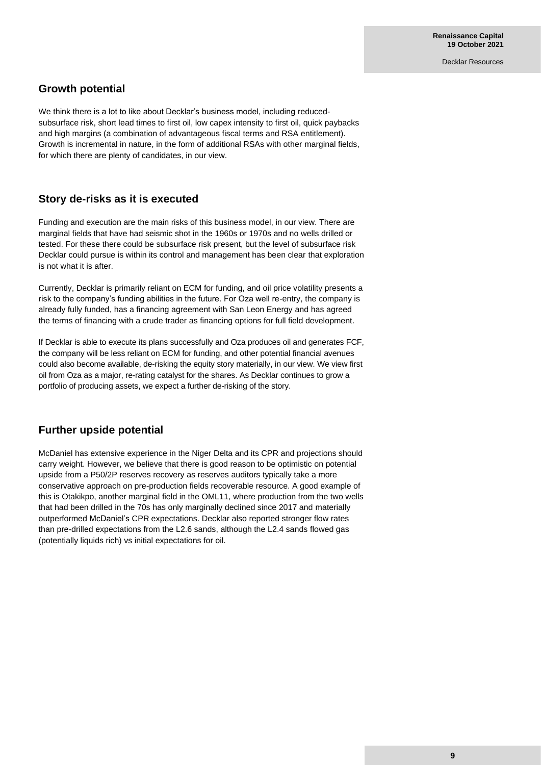## Growth potential

We think there is a lot to like about Decklar's business model, including reduced-subsurface risk, short lead times to first oil, low capex intensity to first oil, quick paybacks and high margins (a combination of advantageous fiscal terms and RSA entitlement). Growth is incremental in nature, in the form of additional RSAs with other marginal fields, for which there are plenty of candidates, in our view.

## Story de-risks as it is executed

Funding and execution are the main risks of this business model, in our view. There are marginal fields that have had seismic shot in the 1960s or 1970s and no wells drilled or tested. For these there could be subsurface risk present, but the level of subsurface risk Decklar could pursue is within its control and management has been clear that exploration is not what it is after.

Currently, Decklar is primarily reliant on ECM for funding, and oil price volatility presents a risk to the company's funding abilities in the future. For Oza well re-entry, the company is already fully funded, has a financing agreement with San Leon Energy and has agreed the terms of financing with a crude trader as financing options for full field development.

If Decklar is able to execute its plans successfully and Oza produces oil and generates FCF, the company will be less reliant on ECM for funding, and other potential financial avenues could also become available, de-risking the equity story materially, in our view. We view first oil from Oza as a major, re-rating catalyst for the shares. As Decklar continues to grow a portfolio of producing assets, we expect a further de-risking of the story.

## Further upside potential

McDaniel has extensive experience in the Niger Delta and its CPR and projections should carry weight. However, we believe that there is good reason to be optimistic on potential upside from a P50/2P reserves recovery as reserves auditors typically take a more conservative approach on pre-production fields recoverable resource. A good example of this is Otakikpo, another marginal field in the OML11, where production from the two wells that had been drilled in the 70s has only marginally declined since 2017 and materially outperformed McDaniel's CPR expectations. Decklar also reported stronger flow rates than pre-drilled expectations from the L2.6 sands, although the L2.4 sands flowed gas (potentially liquids rich) vs initial expectations for oil.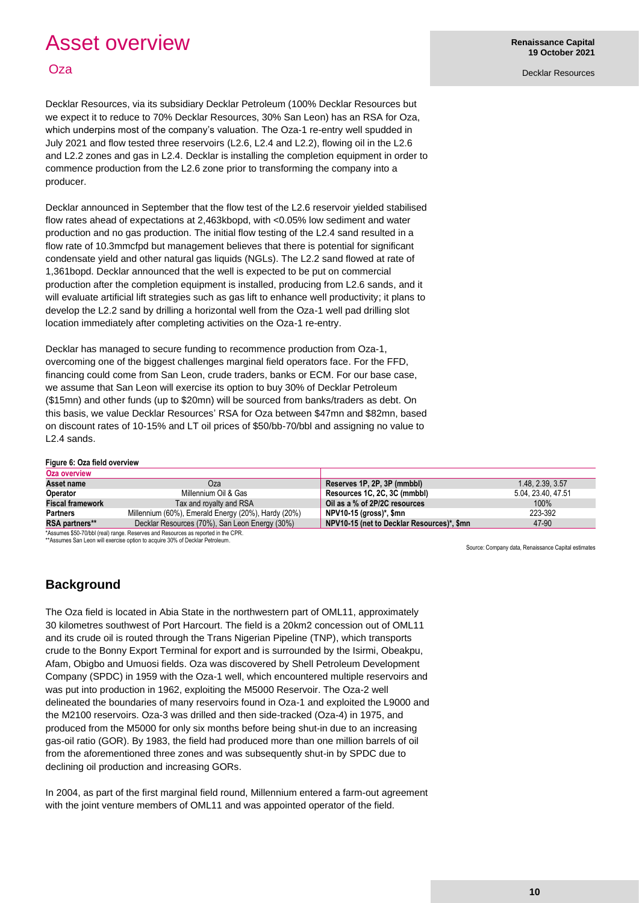# Asset overview

## Oza

Decklar Resources, via its subsidiary Decklar Petroleum (100% Decklar Resources but we expect it to reduce to 70% Decklar Resources, 30% San Leon) has an RSA for Oza, which underpins most of the company's valuation. The Oza-1 re-entry well spudded in July 2021 and flow tested three reservoirs (L2.6, L2.4 and L2.2), flowing oil in the L2.6 and L2.2 zones and gas in L2.4. Decklar is installing the completion equipment in order to commence production from the L2.6 zone prior to transforming the company into a producer.

Decklar announced in September that the flow test of the L2.6 reservoir yielded stabilised flow rates ahead of expectations at 2,463kbopd, with <0.05% low sediment and water production and no gas production. The initial flow testing of the L2.4 sand resulted in a flow rate of 10.3mmcfpd but management believes that there is potential for significant condensate yield and other natural gas liquids (NGLs). The L2.2 sand flowed at rate of 1,361bopd. Decklar announced that the well is expected to be put on commercial production after the completion equipment is installed, producing from L2.6 sands, and it will evaluate artificial lift strategies such as gas lift to enhance well productivity; it plans to develop the L2.2 sand by drilling a horizontal well from the Oza-1 well pad drilling slot location immediately after completing activities on the Oza-1 re-entry.

Decklar has managed to secure funding to recommence production from Oza-1, overcoming one of the biggest challenges marginal field operators face. For the FFD, financing could come from San Leon, crude traders, banks or ECM. For our base case, we assume that San Leon will exercise its option to buy 30% of Decklar Petroleum ($15mn) and other funds (up to $20mn) will be sourced from banks/traders as debt. On this basis, we value Decklar Resources' RSA for Oza between $47mn and $82mn, based on discount rates of 10-15% and LT oil prices of $50/bb-70/bbl and assigning no value to L2.4 sands.

**Figure 6: Oza field overview**

| Oza overview | | | |
|---|---|---|---|
| **Asset name** | Oza | **Reserves 1P, 2P, 3P (mmbbl)** | 1.48, 2.39, 3.57 |
| **Operator** | Millennium Oil & Gas | **Resources 1C, 2C, 3C (mmbbl)** | 5.04, 23.40, 47.51 |
| **Fiscal framework** | Tax and royalty and RSA | **Oil as a % of 2P/2C resources** | 100% |
| **Partners** | Millennium (60%), Emerald Energy (20%), Hardy (20%) | **NPV10-15 (gross)*, $mn** | 223-392 |
| **RSA partners**** | Decklar Resources (70%), San Leon Energy (30%) | **NPV10-15 (net to Decklar Resources)*, $mn** | 47-90 |

*Assumes $50-70/bbl (real) range. Reserves and Resources as reported in the CPR.
**Assumes San Leon will exercise option to acquire 30% of Decklar Petroleum.

Source: Company data, Renaissance Capital estimates

## Background

The Oza field is located in Abia State in the northwestern part of OML11, approximately 30 kilometres southwest of Port Harcourt. The field is a 20km2 concession out of OML11 and its crude oil is routed through the Trans Nigerian Pipeline (TNP), which transports crude to the Bonny Export Terminal for export and is surrounded by the Isirmi, Obeakpu, Afam, Obigbo and Umuosi fields. Oza was discovered by Shell Petroleum Development Company (SPDC) in 1959 with the Oza-1 well, which encountered multiple reservoirs and was put into production in 1962, exploiting the M5000 Reservoir. The Oza-2 well delineated the boundaries of many reservoirs found in Oza-1 and exploited the L9000 and the M2100 reservoirs. Oza-3 was drilled and then side-tracked (Oza-4) in 1975, and produced from the M5000 for only six months before being shut-in due to an increasing gas-oil ratio (GOR). By 1983, the field had produced more than one million barrels of oil from the aforementioned three zones and was subsequently shut-in by SPDC due to declining oil production and increasing GORs.

In 2004, as part of the first marginal field round, Millennium entered a farm-out agreement with the joint venture members of OML11 and was appointed operator of the field.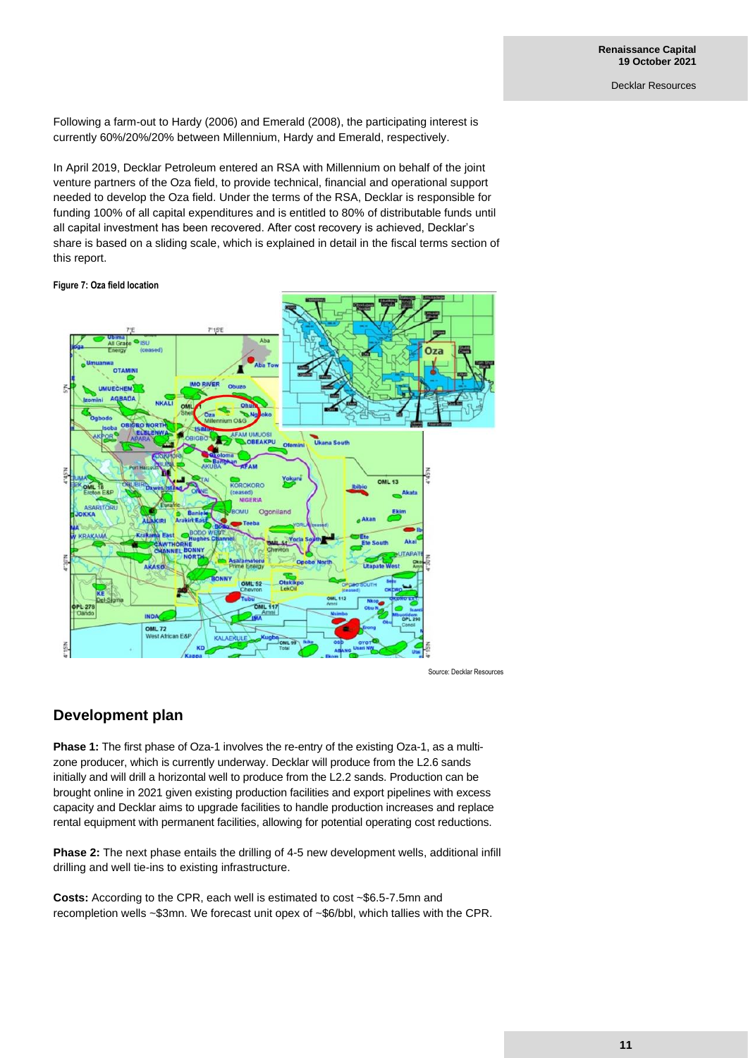Following a farm-out to Hardy (2006) and Emerald (2008), the participating interest is currently 60%/20%/20% between Millennium, Hardy and Emerald, respectively.

In April 2019, Decklar Petroleum entered an RSA with Millennium on behalf of the joint venture partners of the Oza field, to provide technical, financial and operational support needed to develop the Oza field. Under the terms of the RSA, Decklar is responsible for funding 100% of all capital expenditures and is entitled to 80% of distributable funds until all capital investment has been recovered. After cost recovery is achieved, Decklar's share is based on a sliding scale, which is explained in detail in the fiscal terms section of this report.

**Figure 7: Oza field location**

Source: Decklar Resources

## Development plan

**Phase 1:** The first phase of Oza-1 involves the re-entry of the existing Oza-1, as a multi-zone producer, which is currently underway. Decklar will produce from the L2.6 sands initially and will drill a horizontal well to produce from the L2.2 sands. Production can be brought online in 2021 given existing production facilities and export pipelines with excess capacity and Decklar aims to upgrade facilities to handle production increases and replace rental equipment with permanent facilities, allowing for potential operating cost reductions.

**Phase 2:** The next phase entails the drilling of 4-5 new development wells, additional infill drilling and well tie-ins to existing infrastructure.

**Costs:** According to the CPR, each well is estimated to cost ~$6.5-7.5mn and recompletion wells ~$3mn. We forecast unit opex of ~$6/bbl, which tallies with the CPR.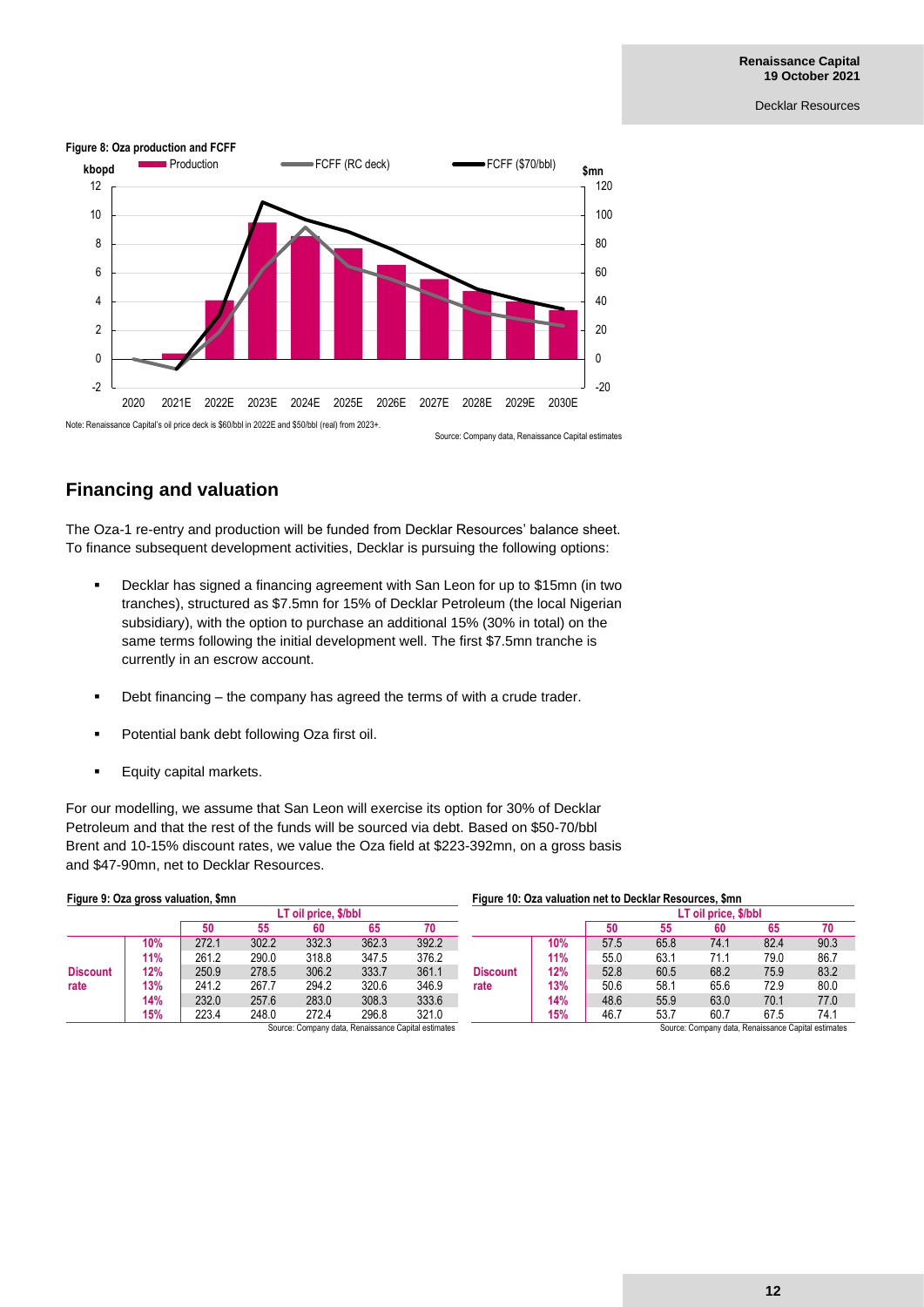**Figure 8: Oza production and FCFF**

Note: Renaissance Capital's oil price deck is $60/bbl in 2022E and $50/bbl (real) from 2023+.

Source: Company data, Renaissance Capital estimates

## Financing and valuation

The Oza-1 re-entry and production will be funded from Decklar Resources' balance sheet. To finance subsequent development activities, Decklar is pursuing the following options:

- Decklar has signed a financing agreement with San Leon for up to $15mn (in two tranches), structured as $7.5mn for 15% of Decklar Petroleum (the local Nigerian subsidiary), with the option to purchase an additional 15% (30% in total) on the same terms following the initial development well. The first $7.5mn tranche is currently in an escrow account.
- Debt financing – the company has agreed the terms of with a crude trader.
- Potential bank debt following Oza first oil.
- Equity capital markets.

For our modelling, we assume that San Leon will exercise its option for 30% of Decklar Petroleum and that the rest of the funds will be sourced via debt. Based on $50-70/bbl Brent and 10-15% discount rates, we value the Oza field at $223-392mn, on a gross basis and $47-90mn, net to Decklar Resources.

**Figure 9: Oza gross valuation, $mn**

| | | LT oil price, $/bbl | | | | |
|---|---|---|---|---|---|---|
| | | 50 | 55 | 60 | 65 | 70 |
| Discount rate | 10% | 272.1 | 302.2 | 332.3 | 362.3 | 392.2 |
| | 11% | 261.2 | 290.0 | 318.8 | 347.5 | 376.2 |
| | 12% | 250.9 | 278.5 | 306.2 | 333.7 | 361.1 |
| | 13% | 241.2 | 267.7 | 294.2 | 320.6 | 346.9 |
| | 14% | 232.0 | 257.6 | 283.0 | 308.3 | 333.6 |
| | 15% | 223.4 | 248.0 | 272.4 | 296.8 | 321.0 |

Source: Company data, Renaissance Capital estimates

**Figure 10: Oza valuation net to Decklar Resources, $mn**

| | | LT oil price, $/bbl | | | | |
|---|---|---|---|---|---|---|
| | | 50 | 55 | 60 | 65 | 70 |
| Discount rate | 10% | 57.5 | 65.8 | 74.1 | 82.4 | 90.3 |
| | 11% | 55.0 | 63.1 | 71.1 | 79.0 | 86.7 |
| | 12% | 52.8 | 60.5 | 68.2 | 75.9 | 83.2 |
| | 13% | 50.6 | 58.1 | 65.6 | 72.9 | 80.0 |
| | 14% | 48.6 | 55.9 | 63.0 | 70.1 | 77.0 |
| | 15% | 46.7 | 53.7 | 60.7 | 67.5 | 74.1 |

Source: Company data, Renaissance Capital estimates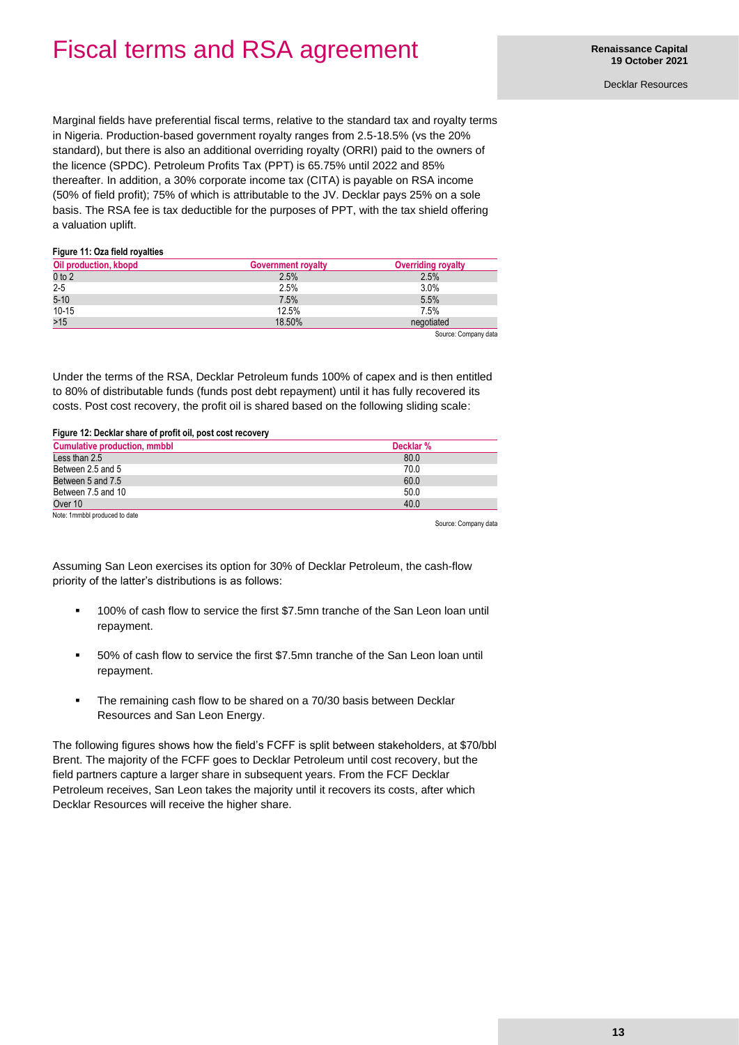# Fiscal terms and RSA agreement

Marginal fields have preferential fiscal terms, relative to the standard tax and royalty terms in Nigeria. Production-based government royalty ranges from 2.5-18.5% (vs the 20% standard), but there is also an additional overriding royalty (ORRI) paid to the owners of the licence (SPDC). Petroleum Profits Tax (PPT) is 65.75% until 2022 and 85% thereafter. In addition, a 30% corporate income tax (CITA) is payable on RSA income (50% of field profit); 75% of which is attributable to the JV. Decklar pays 25% on a sole basis. The RSA fee is tax deductible for the purposes of PPT, with the tax shield offering a valuation uplift.

**Figure 11: Oza field royalties**

| Oil production, kbopd | Government royalty | Overriding royalty |
|---|---|---|
| 0 to 2 | 2.5% | 2.5% |
| 2-5 | 2.5% | 3.0% |
| 5-10 | 7.5% | 5.5% |
| 10-15 | 12.5% | 7.5% |
| >15 | 18.50% | negotiated |

Source: Company data

Under the terms of the RSA, Decklar Petroleum funds 100% of capex and is then entitled to 80% of distributable funds (funds post debt repayment) until it has fully recovered its costs. Post cost recovery, the profit oil is shared based on the following sliding scale:

**Figure 12: Decklar share of profit oil, post cost recovery**

| Cumulative production, mmbbl | Decklar % |
|---|---|
| Less than 2.5 | 80.0 |
| Between 2.5 and 5 | 70.0 |
| Between 5 and 7.5 | 60.0 |
| Between 7.5 and 10 | 50.0 |
| Over 10 | 40.0 |

Note: 1mmbbl produced to date

Source: Company data

Assuming San Leon exercises its option for 30% of Decklar Petroleum, the cash-flow priority of the latter's distributions is as follows:

- 100% of cash flow to service the first $7.5mn tranche of the San Leon loan until repayment.
- 50% of cash flow to service the first $7.5mn tranche of the San Leon loan until repayment.
- The remaining cash flow to be shared on a 70/30 basis between Decklar Resources and San Leon Energy.

The following figures shows how the field's FCFF is split between stakeholders, at $70/bbl Brent. The majority of the FCFF goes to Decklar Petroleum until cost recovery, but the field partners capture a larger share in subsequent years. From the FCF Decklar Petroleum receives, San Leon takes the majority until it recovers its costs, after which Decklar Resources will receive the higher share.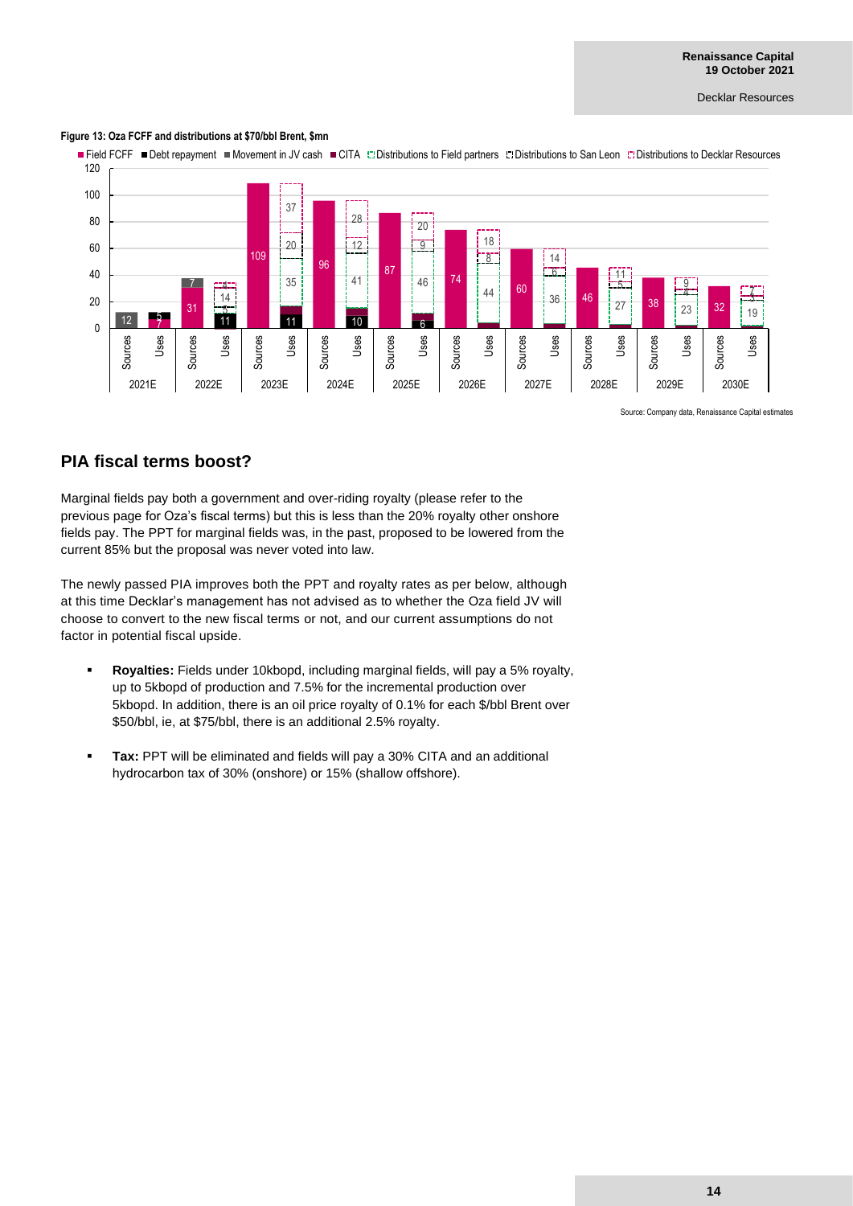**Figure 13: Oza FCFF and distributions at $70/bbl Brent, $mn**

Source: Company data, Renaissance Capital estimates

## PIA fiscal terms boost?

Marginal fields pay both a government and over-riding royalty (please refer to the previous page for Oza's fiscal terms) but this is less than the 20% royalty other onshore fields pay. The PPT for marginal fields was, in the past, proposed to be lowered from the current 85% but the proposal was never voted into law.

The newly passed PIA improves both the PPT and royalty rates as per below, although at this time Decklar's management has not advised as to whether the Oza field JV will choose to convert to the new fiscal terms or not, and our current assumptions do not factor in potential fiscal upside.

- **Royalties:** Fields under 10kbopd, including marginal fields, will pay a 5% royalty, up to 5kbopd of production and 7.5% for the incremental production over 5kbopd. In addition, there is an oil price royalty of 0.1% for each $/bbl Brent over $50/bbl, ie, at $75/bbl, there is an additional 2.5% royalty.
- **Tax:** PPT will be eliminated and fields will pay a 30% CITA and an additional hydrocarbon tax of 30% (onshore) or 15% (shallow offshore).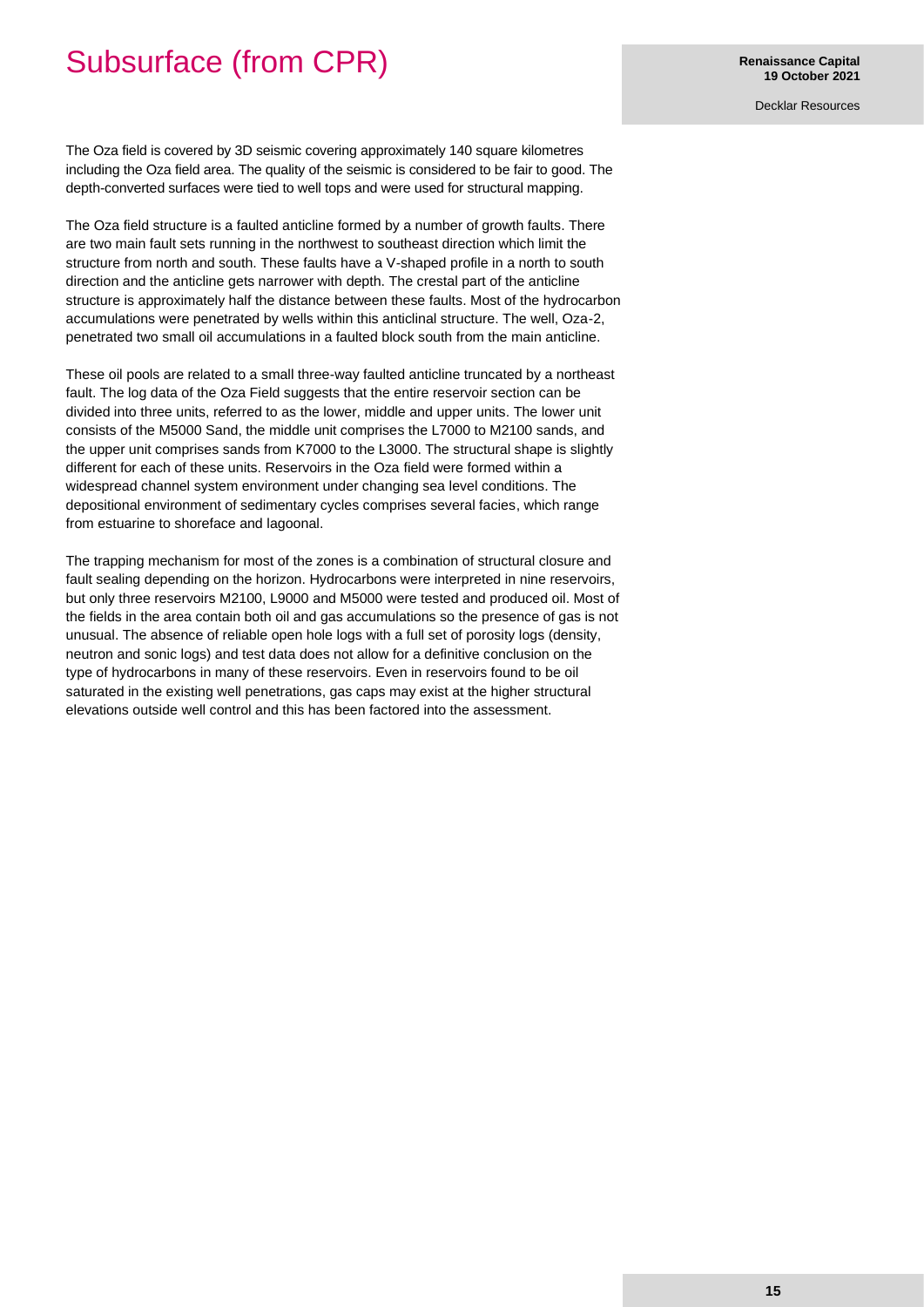# Subsurface (from CPR)

The Oza field is covered by 3D seismic covering approximately 140 square kilometres including the Oza field area. The quality of the seismic is considered to be fair to good. The depth-converted surfaces were tied to well tops and were used for structural mapping.

The Oza field structure is a faulted anticline formed by a number of growth faults. There are two main fault sets running in the northwest to southeast direction which limit the structure from north and south. These faults have a V-shaped profile in a north to south direction and the anticline gets narrower with depth. The crestal part of the anticline structure is approximately half the distance between these faults. Most of the hydrocarbon accumulations were penetrated by wells within this anticlinal structure. The well, Oza-2, penetrated two small oil accumulations in a faulted block south from the main anticline.

These oil pools are related to a small three-way faulted anticline truncated by a northeast fault. The log data of the Oza Field suggests that the entire reservoir section can be divided into three units, referred to as the lower, middle and upper units. The lower unit consists of the M5000 Sand, the middle unit comprises the L7000 to M2100 sands, and the upper unit comprises sands from K7000 to the L3000. The structural shape is slightly different for each of these units. Reservoirs in the Oza field were formed within a widespread channel system environment under changing sea level conditions. The depositional environment of sedimentary cycles comprises several facies, which range from estuarine to shoreface and lagoonal.

The trapping mechanism for most of the zones is a combination of structural closure and fault sealing depending on the horizon. Hydrocarbons were interpreted in nine reservoirs, but only three reservoirs M2100, L9000 and M5000 were tested and produced oil. Most of the fields in the area contain both oil and gas accumulations so the presence of gas is not unusual. The absence of reliable open hole logs with a full set of porosity logs (density, neutron and sonic logs) and test data does not allow for a definitive conclusion on the type of hydrocarbons in many of these reservoirs. Even in reservoirs found to be oil saturated in the existing well penetrations, gas caps may exist at the higher structural elevations outside well control and this has been factored into the assessment.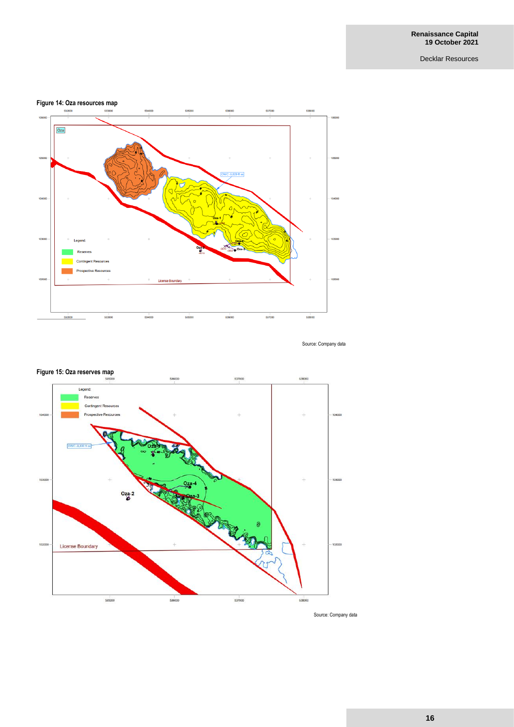**Figure 14: Oza resources map**

Source: Company data

**Figure 15: Oza reserves map**

Source: Company data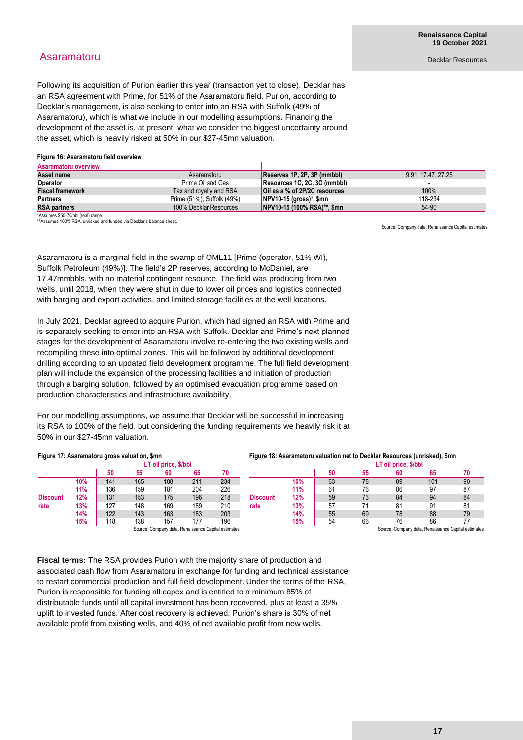## Asaramatoru

Following its acquisition of Purion earlier this year (transaction yet to close), Decklar has an RSA agreement with Prime, for 51% of the Asaramatoru field. Purion, according to Decklar's management, is also seeking to enter into an RSA with Suffolk (49% of Asaramatoru), which is what we include in our modelling assumptions. Financing the development of the asset is, at present, what we consider the biggest uncertainty around the asset, which is heavily risked at 50% in our $27-45mn valuation.

**Figure 16: Asaramatoru field overview**

| Asaramatoru overview | | | |
|---|---|---|---|
| **Asset name** | Asaramatoru | **Reserves 1P, 2P, 3P (mmbbl)** | 9.91, 17.47, 27.25 |
| **Operator** | Prime Oil and Gas | **Resources 1C, 2C, 3C (mmbbl)** | - |
| **Fiscal framework** | Tax and royalty and RSA | **Oil as a % of 2P/2C resources** | 100% |
| **Partners** | Prime (51%), Suffolk (49%) | **NPV10-15 (gross)*, $mn** | 118-234 |
| **RSA partners** | 100% Decklar Resources | **NPV10-15 (100% RSA)**, $mn** | 54-90 |

*Assumes $50-70/bbl (real) range.
**Assumes 100% RSA, unrisked and funded via Decklar's balance sheet.

Source: Company data, Renaissance Capital estimates

Asaramatoru is a marginal field in the swamp of OML11 [Prime (operator, 51% WI), Suffolk Petroleum (49%)]. The field's 2P reserves, according to McDaniel, are 17.47mmbbls, with no material contingent resource. The field was producing from two wells, until 2018, when they were shut in due to lower oil prices and logistics connected with barging and export activities, and limited storage facilities at the well locations.

In July 2021, Decklar agreed to acquire Purion, which had signed an RSA with Prime and is separately seeking to enter into an RSA with Suffolk. Decklar and Prime's next planned stages for the development of Asaramatoru involve re-entering the two existing wells and recompiling these into optimal zones. This will be followed by additional development drilling according to an updated field development programme. The full field development plan will include the expansion of the processing facilities and initiation of production through a barging solution, followed by an optimised evacuation programme based on production characteristics and infrastructure availability.

For our modelling assumptions, we assume that Decklar will be successful in increasing its RSA to 100% of the field, but considering the funding requirements we heavily risk it at 50% in our $27-45mn valuation.

**Figure 17: Asaramatoru gross valuation, $mn**

| | | LT oil price, $/bbl | | | | |
|---|---|---|---|---|---|---|
| | | 50 | 55 | 60 | 65 | 70 |
| **Discount rate** | 10% | 141 | 165 | 188 | 211 | 234 |
| | 11% | 136 | 159 | 181 | 204 | 226 |
| | 12% | 131 | 153 | 175 | 196 | 218 |
| | 13% | 127 | 148 | 169 | 189 | 210 |
| | 14% | 122 | 143 | 163 | 183 | 203 |
| | 15% | 118 | 138 | 157 | 177 | 196 |

Source: Company data, Renaissance Capital estimates

**Figure 18: Asaramatoru valuation net to Decklar Resources (unrisked), $mn**

| | | LT oil price, $/bbl | | | | |
|---|---|---|---|---|---|---|
| | | 50 | 55 | 60 | 65 | 70 |
| **Discount rate** | 10% | 63 | 78 | 89 | 101 | 90 |
| | 11% | 61 | 76 | 86 | 97 | 87 |
| | 12% | 59 | 73 | 84 | 94 | 84 |
| | 13% | 57 | 71 | 81 | 91 | 81 |
| | 14% | 55 | 69 | 78 | 88 | 79 |
| | 15% | 54 | 66 | 76 | 86 | 77 |

Source: Company data, Renaissance Capital estimates

**Fiscal terms:** The RSA provides Purion with the majority share of production and associated cash flow from Asaramatoru in exchange for funding and technical assistance to restart commercial production and full field development. Under the terms of the RSA, Purion is responsible for funding all capex and is entitled to a minimum 85% of distributable funds until all capital investment has been recovered, plus at least a 35% uplift to invested funds. After cost recovery is achieved, Purion's share is 30% of net available profit from existing wells, and 40% of net available profit from new wells.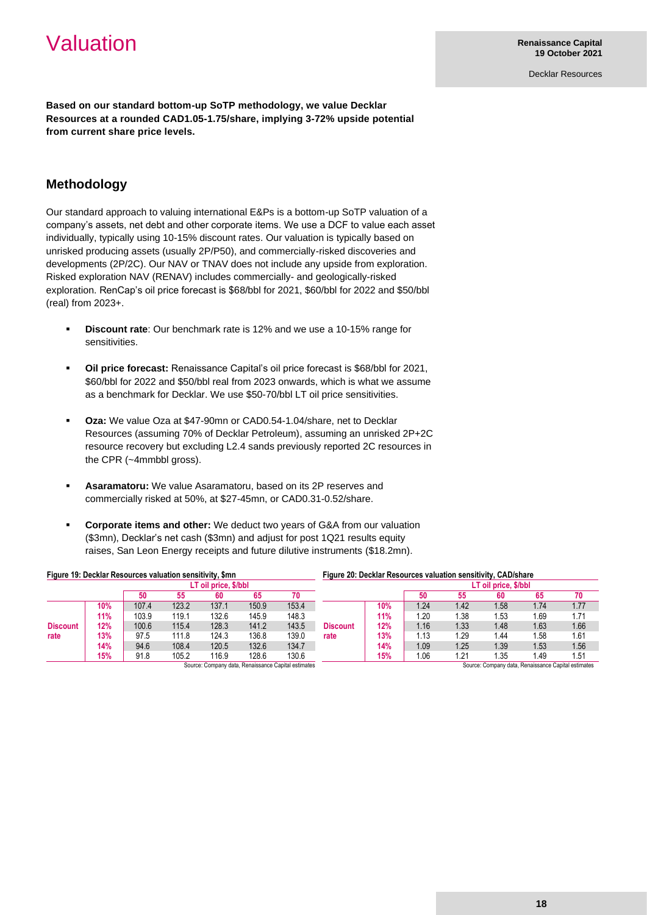# Valuation

**Based on our standard bottom-up SoTP methodology, we value Decklar Resources at a rounded CAD1.05-1.75/share, implying 3-72% upside potential from current share price levels.**

## Methodology

Our standard approach to valuing international E&Ps is a bottom-up SoTP valuation of a company's assets, net debt and other corporate items. We use a DCF to value each asset individually, typically using 10-15% discount rates. Our valuation is typically based on unrisked producing assets (usually 2P/P50), and commercially-risked discoveries and developments (2P/2C). Our NAV or TNAV does not include any upside from exploration. Risked exploration NAV (RENAV) includes commercially- and geologically-risked exploration. RenCap's oil price forecast is $68/bbl for 2021, $60/bbl for 2022 and $50/bbl (real) from 2023+.

- **Discount rate**: Our benchmark rate is 12% and we use a 10-15% range for sensitivities.
- **Oil price forecast:** Renaissance Capital's oil price forecast is $68/bbl for 2021, $60/bbl for 2022 and $50/bbl real from 2023 onwards, which is what we assume as a benchmark for Decklar. We use $50-70/bbl LT oil price sensitivities.
- **Oza:** We value Oza at $47-90mn or CAD0.54-1.04/share, net to Decklar Resources (assuming 70% of Decklar Petroleum), assuming an unrisked 2P+2C resource recovery but excluding L2.4 sands previously reported 2C resources in the CPR (~4mmbbl gross).
- **Asaramatoru:** We value Asaramatoru, based on its 2P reserves and commercially risked at 50%, at $27-45mn, or CAD0.31-0.52/share.
- **Corporate items and other:** We deduct two years of G&A from our valuation ($3mn), Decklar's net cash ($3mn) and adjust for post 1Q21 results equity raises, San Leon Energy receipts and future dilutive instruments ($18.2mn).

**Figure 19: Decklar Resources valuation sensitivity, $mn**

| | | LT oil price, $/bbl | | | | |
|---|---|---|---|---|---|---|
| | | 50 | 55 | 60 | 65 | 70 |
| Discount rate | 10% | 107.4 | 123.2 | 137.1 | 150.9 | 153.4 |
| | 11% | 103.9 | 119.1 | 132.6 | 145.9 | 148.3 |
| | 12% | 100.6 | 115.4 | 128.3 | 141.2 | 143.5 |
| | 13% | 97.5 | 111.8 | 124.3 | 136.8 | 139.0 |
| | 14% | 94.6 | 108.4 | 120.5 | 132.6 | 134.7 |
| | 15% | 91.8 | 105.2 | 116.9 | 128.6 | 130.6 |

Source: Company data, Renaissance Capital estimates

**Figure 20: Decklar Resources valuation sensitivity, CAD/share**

| | | LT oil price, $/bbl | | | | |
|---|---|---|---|---|---|---|
| | | 50 | 55 | 60 | 65 | 70 |
| Discount rate | 10% | 1.24 | 1.42 | 1.58 | 1.74 | 1.77 |
| | 11% | 1.20 | 1.38 | 1.53 | 1.69 | 1.71 |
| | 12% | 1.16 | 1.33 | 1.48 | 1.63 | 1.66 |
| | 13% | 1.13 | 1.29 | 1.44 | 1.58 | 1.61 |
| | 14% | 1.09 | 1.25 | 1.39 | 1.53 | 1.56 |
| | 15% | 1.06 | 1.21 | 1.35 | 1.49 | 1.51 |

Source: Company data, Renaissance Capital estimates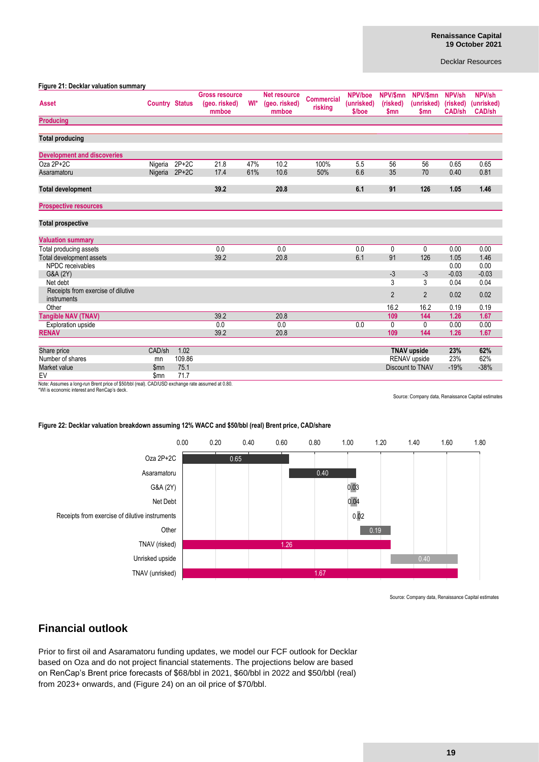**Figure 21: Decklar valuation summary**

| Asset | Country | Status | Gross resource (geo. risked) mmboe | WI* | Net resource (geo. risked) mmboe | Commercial risking | NPV/boe (unrisked) $/boe | NPV/$mn (risked) $mn | NPV/$mn (unrisked) $mn | NPV/sh (risked) CAD/sh | NPV/sh (unrisked) CAD/sh |
|---|---|---|---|---|---|---|---|---|---|---|---|
| **Producing** | | | | | | | | | | | |
| **Total producing** | | | | | | | | | | | |
| **Development and discoveries** | | | | | | | | | | | |
| Oza 2P+2C | Nigeria | 2P+2C | 21.8 | 47% | 10.2 | 100% | 5.5 | 56 | 56 | 0.65 | 0.65 |
| Asaramatoru | Nigeria | 2P+2C | 17.4 | 61% | 10.6 | 50% | 6.6 | 35 | 70 | 0.40 | 0.81 |
| **Total development** | | | **39.2** | | **20.8** | | **6.1** | **91** | **126** | **1.05** | **1.46** |
| **Prospective resources** | | | | | | | | | | | |
| **Total prospective** | | | | | | | | | | | |
| **Valuation summary** | | | | | | | | | | | |
| Total producing assets | | | 0.0 | | 0.0 | | 0.0 | 0 | 0 | 0.00 | 0.00 |
| Total development assets | | | 39.2 | | 20.8 | | 6.1 | 91 | 126 | 1.05 | 1.46 |
| NPDC receivables | | | | | | | | | | 0.00 | 0.00 |
| G&A (2Y) | | | | | | | | -3 | -3 | -0.03 | -0.03 |
| Net debt | | | | | | | | 3 | 3 | 0.04 | 0.04 |
| Receipts from exercise of dilutive instruments | | | | | | | | 2 | 2 | 0.02 | 0.02 |
| Other | | | | | | | | 16.2 | 16.2 | 0.19 | 0.19 |
| **Tangible NAV (TNAV)** | | | 39.2 | | 20.8 | | | **109** | **144** | **1.26** | **1.67** |
| Exploration upside | | | 0.0 | | 0.0 | | 0.0 | 0 | 0 | 0.00 | 0.00 |
| **RENAV** | | | 39.2 | | 20.8 | | | **109** | **144** | **1.26** | **1.67** |
| Share price | CAD/sh | 1.02 | | | | | | **TNAV upside** | | 23% | 62% |
| Number of shares | mn | 109.86 | | | | | | RENAV upside | | 23% | 62% |
| Market value | $mn | 75.1 | | | | | | Discount to TNAV | | -19% | -38% |
| EV | $mn | 71.7 | | | | | | | | | |

Note: Assumes a long-run Brent price of $50/bbl (real). CAD/USD exchange rate assumed at 0.80.
*WI is economic interest and RenCap's deck.

Source: Company data, Renaissance Capital estimates

**Figure 22: Decklar valuation breakdown assuming 12% WACC and $50/bbl (real) Brent price, CAD/share**

| Item | CAD/share |
|---|---|
| Oza 2P+2C | 0.65 |
| Asaramatoru | 0.40 |
| G&A (2Y) | 0.03 |
| Net Debt | 0.04 |
| Receipts from exercise of dilutive instruments | 0.02 |
| Other | 0.19 |
| TNAV (risked) | 1.26 |
| Unrisked upside | 0.40 |
| TNAV (unrisked) | 1.67 |

Source: Company data, Renaissance Capital estimates

## Financial outlook

Prior to first oil and Asaramatoru funding updates, we model our FCF outlook for Decklar based on Oza and do not project financial statements. The projections below are based on RenCap's Brent price forecasts of $68/bbl in 2021, $60/bbl in 2022 and $50/bbl (real) from 2023+ onwards, and (Figure 24) on an oil price of $70/bbl.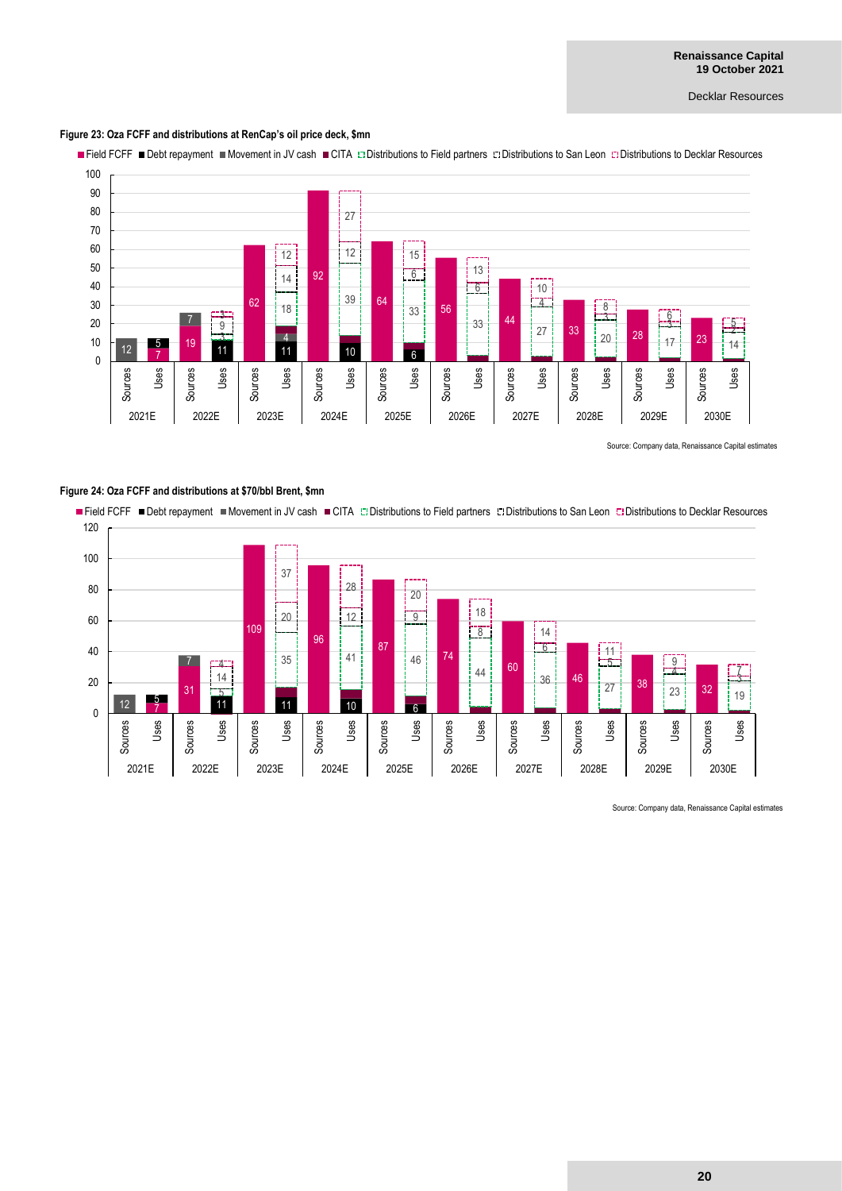**Figure 23: Oza FCFF and distributions at RenCap's oil price deck, $mn**

Field FCFF | Debt repayment | Movement in JV cash | CITA | Distributions to Field partners | Distributions to San Leon | Distributions to Decklar Resources

| | 2021E Sources | 2021E Uses | 2022E Sources | 2022E Uses | 2023E Sources | 2023E Uses | 2024E Sources | 2024E Uses | 2025E Sources | 2025E Uses | 2026E Sources | 2026E Uses | 2027E Sources | 2027E Uses | 2028E Sources | 2028E Uses | 2029E Sources | 2029E Uses | 2030E Sources | 2030E Uses |
|---|---|---|---|---|---|---|---|---|---|---|---|---|---|---|---|---|---|---|---|---|
| Field FCFF | | 7 | 19 | | 62 | | 92 | | 64 | | 56 | | 44 | | 33 | | 28 | | 23 | |
| Debt repayment | | 5 | | 11 | | 11 | | 10 | | 6 | | | | | | | | | | |
| Movement in JV cash | 12 | | 7 | | | 4 | | | | | | | | | | | | | | |
| Distributions to Field partners | | | | 3 | | 18 | | 39 | | 33 | | 33 | | 27 | | 20 | | 17 | | 14 |
| Distributions to San Leon | | | | 9 | | 14 | | 12 | | 6 | | 6 | | 4 | | 3 | | 3 | | 2 |
| Distributions to Decklar Resources | | | | 3 | | 12 | | 27 | | 15 | | 13 | | 10 | | 8 | | 6 | | 5 |

Source: Company data, Renaissance Capital estimates

**Figure 24: Oza FCFF and distributions at $70/bbl Brent, $mn**

Field FCFF | Debt repayment | Movement in JV cash | CITA | Distributions to Field partners | Distributions to San Leon | Distributions to Decklar Resources

| | 2021E Sources | 2021E Uses | 2022E Sources | 2022E Uses | 2023E Sources | 2023E Uses | 2024E Sources | 2024E Uses | 2025E Sources | 2025E Uses | 2026E Sources | 2026E Uses | 2027E Sources | 2027E Uses | 2028E Sources | 2028E Uses | 2029E Sources | 2029E Uses | 2030E Sources | 2030E Uses |
|---|---|---|---|---|---|---|---|---|---|---|---|---|---|---|---|---|---|---|---|---|
| Field FCFF | | 7 | 31 | | 109 | | 96 | | 87 | | 74 | | 60 | | 46 | | 38 | | 32 | |
| Debt repayment | | 5 | | 11 | | 11 | | 10 | | 6 | | | | | | | | | | |
| Movement in JV cash | 12 | | 7 | | | | | | | | | | | | | | | | | |
| Distributions to Field partners | | | | 5 | | 35 | | 41 | | 46 | | 44 | | 36 | | 27 | | 23 | | 19 |
| Distributions to San Leon | | | | 14 | | 20 | | 12 | | 9 | | 8 | | 6 | | 5 | | 4 | | 3 |
| Distributions to Decklar Resources | | | | 4 | | 37 | | 28 | | 20 | | 18 | | 14 | | 11 | | 9 | | 7 |

Source: Company data, Renaissance Capital estimates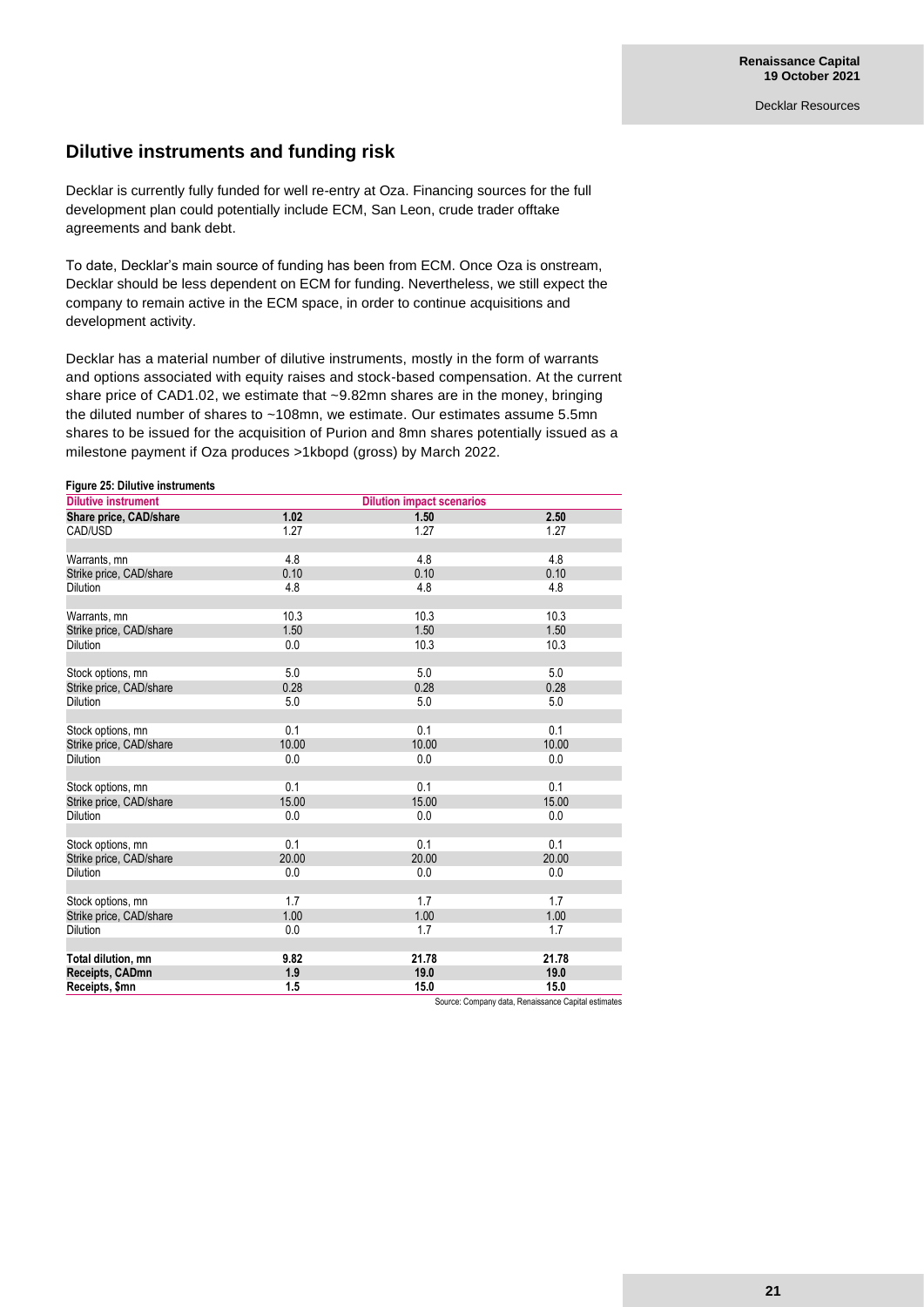## Dilutive instruments and funding risk

Decklar is currently fully funded for well re-entry at Oza. Financing sources for the full development plan could potentially include ECM, San Leon, crude trader offtake agreements and bank debt.

To date, Decklar's main source of funding has been from ECM. Once Oza is onstream, Decklar should be less dependent on ECM for funding. Nevertheless, we still expect the company to remain active in the ECM space, in order to continue acquisitions and development activity.

Decklar has a material number of dilutive instruments, mostly in the form of warrants and options associated with equity raises and stock-based compensation. At the current share price of CAD1.02, we estimate that ~9.82mn shares are in the money, bringing the diluted number of shares to ~108mn, we estimate. Our estimates assume 5.5mn shares to be issued for the acquisition of Purion and 8mn shares potentially issued as a milestone payment if Oza produces >1kbopd (gross) by March 2022.

**Figure 25: Dilutive instruments**

| Dilutive instrument | Dilution impact scenarios | | |
|---|---|---|---|
| **Share price, CAD/share** | **1.02** | **1.50** | **2.50** |
| CAD/USD | 1.27 | 1.27 | 1.27 |
| | | | |
| Warrants, mn | 4.8 | 4.8 | 4.8 |
| Strike price, CAD/share | 0.10 | 0.10 | 0.10 |
| Dilution | 4.8 | 4.8 | 4.8 |
| | | | |
| Warrants, mn | 10.3 | 10.3 | 10.3 |
| Strike price, CAD/share | 1.50 | 1.50 | 1.50 |
| Dilution | 0.0 | 10.3 | 10.3 |
| | | | |
| Stock options, mn | 5.0 | 5.0 | 5.0 |
| Strike price, CAD/share | 0.28 | 0.28 | 0.28 |
| Dilution | 5.0 | 5.0 | 5.0 |
| | | | |
| Stock options, mn | 0.1 | 0.1 | 0.1 |
| Strike price, CAD/share | 10.00 | 10.00 | 10.00 |
| Dilution | 0.0 | 0.0 | 0.0 |
| | | | |
| Stock options, mn | 0.1 | 0.1 | 0.1 |
| Strike price, CAD/share | 15.00 | 15.00 | 15.00 |
| Dilution | 0.0 | 0.0 | 0.0 |
| | | | |
| Stock options, mn | 0.1 | 0.1 | 0.1 |
| Strike price, CAD/share | 20.00 | 20.00 | 20.00 |
| Dilution | 0.0 | 0.0 | 0.0 |
| | | | |
| Stock options, mn | 1.7 | 1.7 | 1.7 |
| Strike price, CAD/share | 1.00 | 1.00 | 1.00 |
| Dilution | 0.0 | 1.7 | 1.7 |
| | | | |
| **Total dilution, mn** | **9.82** | **21.78** | **21.78** |
| **Receipts, CADmn** | **1.9** | **19.0** | **19.0** |
| **Receipts, $mn** | **1.5** | **15.0** | **15.0** |

Source: Company data, Renaissance Capital estimates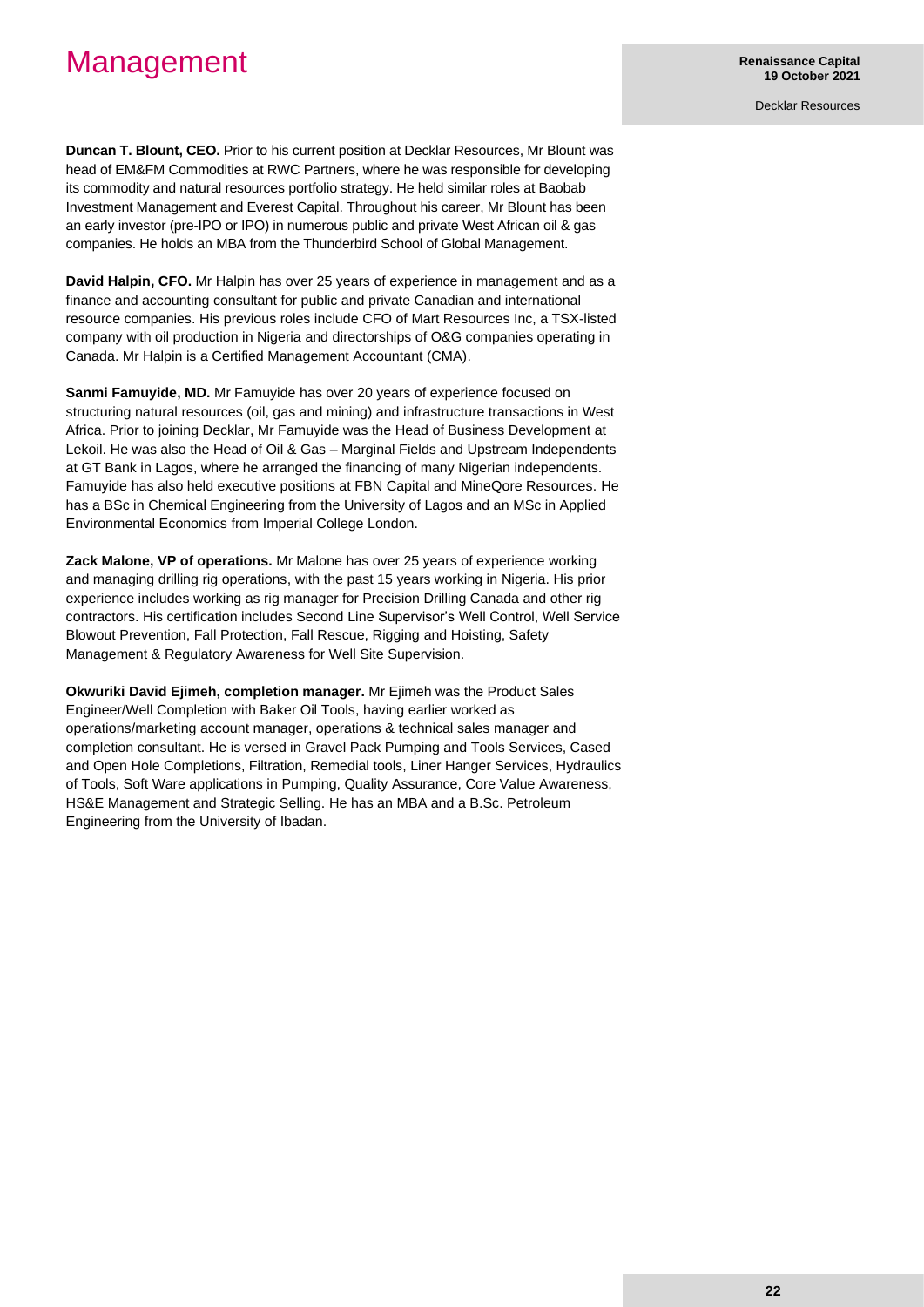# Management

**Duncan T. Blount, CEO.** Prior to his current position at Decklar Resources, Mr Blount was head of EM&FM Commodities at RWC Partners, where he was responsible for developing its commodity and natural resources portfolio strategy. He held similar roles at Baobab Investment Management and Everest Capital. Throughout his career, Mr Blount has been an early investor (pre-IPO or IPO) in numerous public and private West African oil & gas companies. He holds an MBA from the Thunderbird School of Global Management.

**David Halpin, CFO.** Mr Halpin has over 25 years of experience in management and as a finance and accounting consultant for public and private Canadian and international resource companies. His previous roles include CFO of Mart Resources Inc, a TSX-listed company with oil production in Nigeria and directorships of O&G companies operating in Canada. Mr Halpin is a Certified Management Accountant (CMA).

**Sanmi Famuyide, MD.** Mr Famuyide has over 20 years of experience focused on structuring natural resources (oil, gas and mining) and infrastructure transactions in West Africa. Prior to joining Decklar, Mr Famuyide was the Head of Business Development at Lekoil. He was also the Head of Oil & Gas – Marginal Fields and Upstream Independents at GT Bank in Lagos, where he arranged the financing of many Nigerian independents. Famuyide has also held executive positions at FBN Capital and MineQore Resources. He has a BSc in Chemical Engineering from the University of Lagos and an MSc in Applied Environmental Economics from Imperial College London.

**Zack Malone, VP of operations.** Mr Malone has over 25 years of experience working and managing drilling rig operations, with the past 15 years working in Nigeria. His prior experience includes working as rig manager for Precision Drilling Canada and other rig contractors. His certification includes Second Line Supervisor's Well Control, Well Service Blowout Prevention, Fall Protection, Fall Rescue, Rigging and Hoisting, Safety Management & Regulatory Awareness for Well Site Supervision.

**Okwuriki David Ejimeh, completion manager.** Mr Ejimeh was the Product Sales Engineer/Well Completion with Baker Oil Tools, having earlier worked as operations/marketing account manager, operations & technical sales manager and completion consultant. He is versed in Gravel Pack Pumping and Tools Services, Cased and Open Hole Completions, Filtration, Remedial tools, Liner Hanger Services, Hydraulics of Tools, Soft Ware applications in Pumping, Quality Assurance, Core Value Awareness, HS&E Management and Strategic Selling. He has an MBA and a B.Sc. Petroleum Engineering from the University of Ibadan.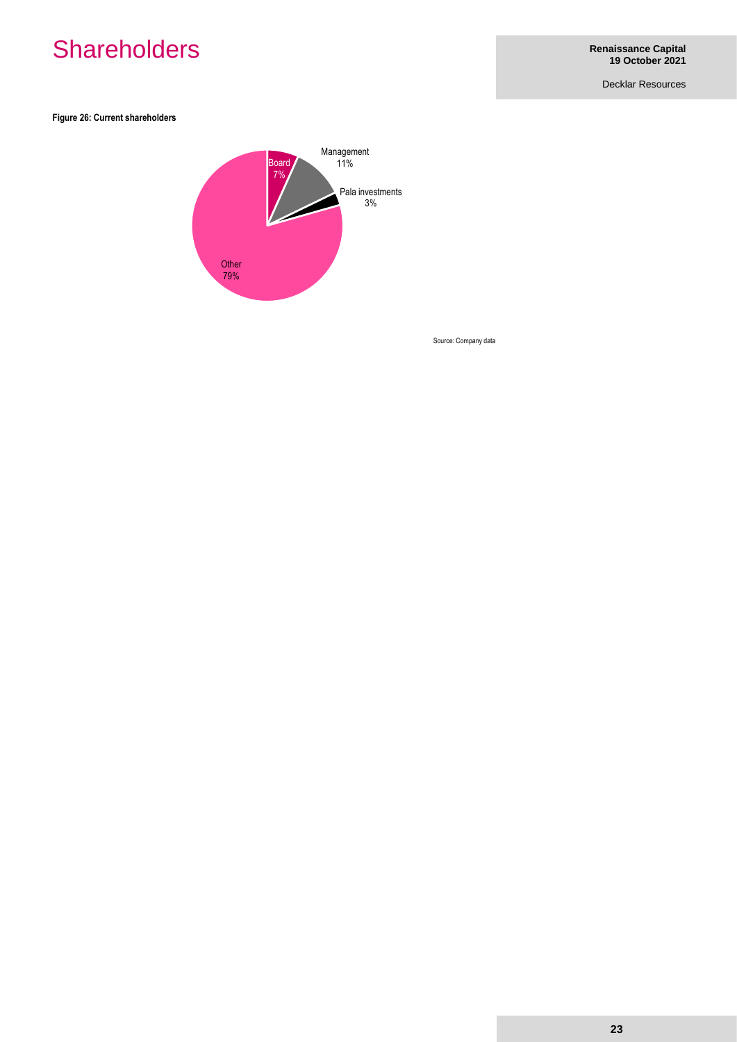# Shareholders

**Figure 26: Current shareholders**

| Shareholder | Share |
|---|---|
| Board | 7% |
| Management | 11% |
| Pala investments | 3% |
| Other | 79% |

Source: Company data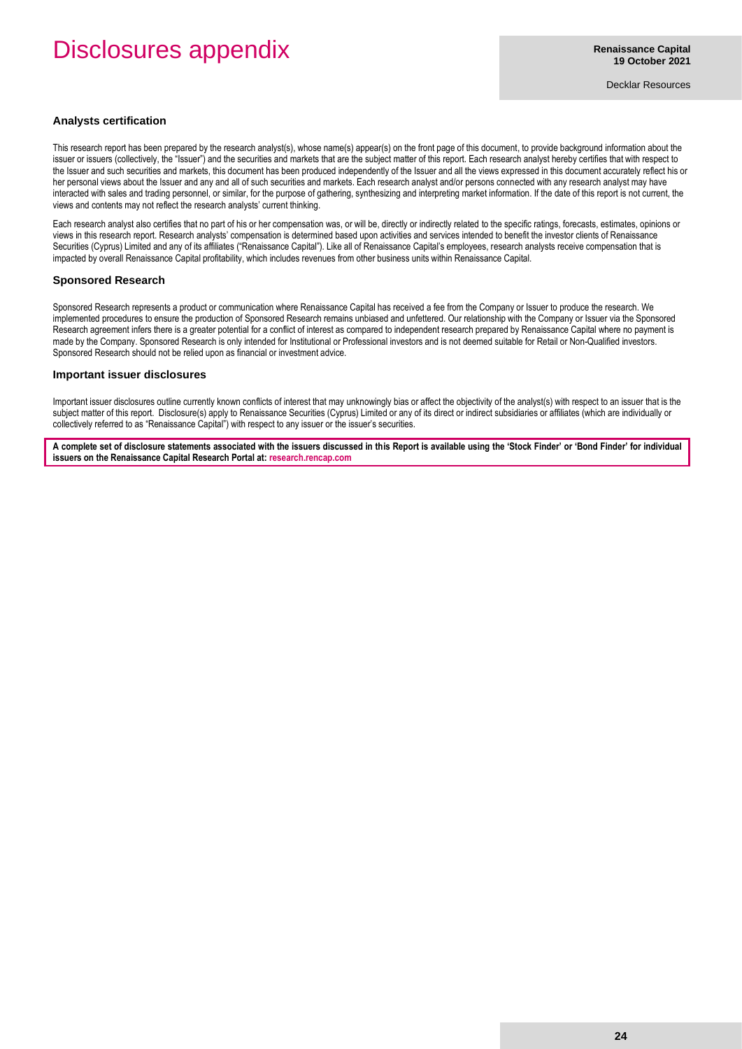# Disclosures appendix

## Analysts certification

This research report has been prepared by the research analyst(s), whose name(s) appear(s) on the front page of this document, to provide background information about the issuer or issuers (collectively, the "Issuer") and the securities and markets that are the subject matter of this report. Each research analyst hereby certifies that with respect to the Issuer and such securities and markets, this document has been produced independently of the Issuer and all the views expressed in this document accurately reflect his or her personal views about the Issuer and any and all of such securities and markets. Each research analyst and/or persons connected with any research analyst may have interacted with sales and trading personnel, or similar, for the purpose of gathering, synthesizing and interpreting market information. If the date of this report is not current, the views and contents may not reflect the research analysts' current thinking.

Each research analyst also certifies that no part of his or her compensation was, or will be, directly or indirectly related to the specific ratings, forecasts, estimates, opinions or views in this research report. Research analysts' compensation is determined based upon activities and services intended to benefit the investor clients of Renaissance Securities (Cyprus) Limited and any of its affiliates ("Renaissance Capital"). Like all of Renaissance Capital's employees, research analysts receive compensation that is impacted by overall Renaissance Capital profitability, which includes revenues from other business units within Renaissance Capital.

## Sponsored Research

Sponsored Research represents a product or communication where Renaissance Capital has received a fee from the Company or Issuer to produce the research. We implemented procedures to ensure the production of Sponsored Research remains unbiased and unfettered. Our relationship with the Company or Issuer via the Sponsored Research agreement infers there is a greater potential for a conflict of interest as compared to independent research prepared by Renaissance Capital where no payment is made by the Company. Sponsored Research is only intended for Institutional or Professional investors and is not deemed suitable for Retail or Non-Qualified investors. Sponsored Research should not be relied upon as financial or investment advice.

## Important issuer disclosures

Important issuer disclosures outline currently known conflicts of interest that may unknowingly bias or affect the objectivity of the analyst(s) with respect to an issuer that is the subject matter of this report. Disclosure(s) apply to Renaissance Securities (Cyprus) Limited or any of its direct or indirect subsidiaries or affiliates (which are individually or collectively referred to as "Renaissance Capital") with respect to any issuer or the issuer's securities.

**A complete set of disclosure statements associated with the issuers discussed in this Report is available using the 'Stock Finder' or 'Bond Finder' for individual issuers on the Renaissance Capital Research Portal at: research.rencap.com**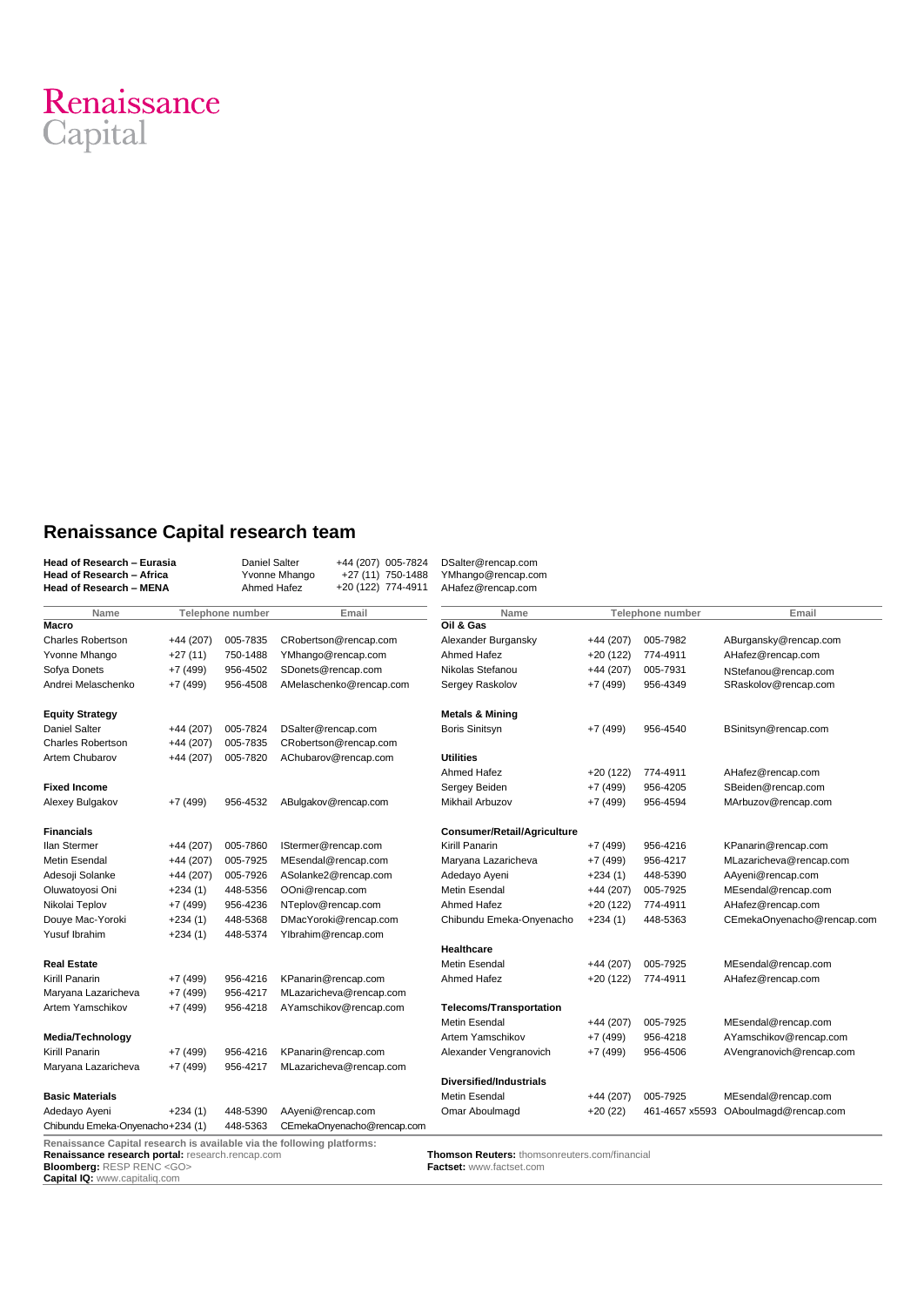Renaissance
Capital

## Renaissance Capital research team

| | | | |
|---|---|---|---|
| **Head of Research – Eurasia** | Daniel Salter | +44 (207) 005-7824 | DSalter@rencap.com |
| **Head of Research – Africa** | Yvonne Mhango | +27 (11) 750-1488 | YMhango@rencap.com |
| **Head of Research – MENA** | Ahmed Hafez | +20 (122) 774-4911 | AHafez@rencap.com |

| Name | Telephone number | | Email |
|---|---|---|---|
| **Macro** | | | |
| Charles Robertson | +44 (207) | 005-7835 | CRobertson@rencap.com |
| Yvonne Mhango | +27 (11) | 750-1488 | YMhango@rencap.com |
| Sofya Donets | +7 (499) | 956-4502 | SDonets@rencap.com |
| Andrei Melaschenko | +7 (499) | 956-4508 | AMelaschenko@rencap.com |
| **Equity Strategy** | | | |
| Daniel Salter | +44 (207) | 005-7824 | DSalter@rencap.com |
| Charles Robertson | +44 (207) | 005-7835 | CRobertson@rencap.com |
| Artem Chubarov | +44 (207) | 005-7820 | AChubarov@rencap.com |
| **Fixed Income** | | | |
| Alexey Bulgakov | +7 (499) | 956-4532 | ABulgakov@rencap.com |
| **Financials** | | | |
| Ilan Stermer | +44 (207) | 005-7860 | IStermer@rencap.com |
| Metin Esendal | +44 (207) | 005-7925 | MEsendal@rencap.com |
| Adesoji Solanke | +44 (207) | 005-7926 | ASolanke2@rencap.com |
| Oluwatoyosi Oni | +234 (1) | 448-5356 | OOni@rencap.com |
| Nikolai Teplov | +7 (499) | 956-4236 | NTeplov@rencap.com |
| Douye Mac-Yoroki | +234 (1) | 448-5368 | DMacYoroki@rencap.com |
| Yusuf Ibrahim | +234 (1) | 448-5374 | YIbrahim@rencap.com |
| **Real Estate** | | | |
| Kirill Panarin | +7 (499) | 956-4216 | KPanarin@rencap.com |
| Maryana Lazaricheva | +7 (499) | 956-4217 | MLazaricheva@rencap.com |
| Artem Yamschikov | +7 (499) | 956-4218 | AYamschikov@rencap.com |
| **Media/Technology** | | | |
| Kirill Panarin | +7 (499) | 956-4216 | KPanarin@rencap.com |
| Maryana Lazaricheva | +7 (499) | 956-4217 | MLazaricheva@rencap.com |
| **Basic Materials** | | | |
| Adedayo Ayeni | +234 (1) | 448-5390 | AAyeni@rencap.com |
| Chibundu Emeka-Onyenacho | +234 (1) | 448-5363 | CEmekaOnyenacho@rencap.com |

| Name | Telephone number | | Email |
|---|---|---|---|
| **Oil & Gas** | | | |
| Alexander Burgansky | +44 (207) | 005-7982 | ABurgansky@rencap.com |
| Ahmed Hafez | +20 (122) | 774-4911 | AHafez@rencap.com |
| Nikolas Stefanou | +44 (207) | 005-7931 | NStefanou@rencap.com |
| Sergey Raskolov | +7 (499) | 956-4349 | SRaskolov@rencap.com |
| **Metals & Mining** | | | |
| Boris Sinitsyn | +7 (499) | 956-4540 | BSinitsyn@rencap.com |
| **Utilities** | | | |
| Ahmed Hafez | +20 (122) | 774-4911 | AHafez@rencap.com |
| Sergey Beiden | +7 (499) | 956-4205 | SBeiden@rencap.com |
| Mikhail Arbuzov | +7 (499) | 956-4594 | MArbuzov@rencap.com |
| **Consumer/Retail/Agriculture** | | | |
| Kirill Panarin | +7 (499) | 956-4216 | KPanarin@rencap.com |
| Maryana Lazaricheva | +7 (499) | 956-4217 | MLazaricheva@rencap.com |
| Adedayo Ayeni | +234 (1) | 448-5390 | AAyeni@rencap.com |
| Metin Esendal | +44 (207) | 005-7925 | MEsendal@rencap.com |
| Ahmed Hafez | +20 (122) | 774-4911 | AHafez@rencap.com |
| Chibundu Emeka-Onyenacho | +234 (1) | 448-5363 | CEmekaOnyenacho@rencap.com |
| **Healthcare** | | | |
| Metin Esendal | +44 (207) | 005-7925 | MEsendal@rencap.com |
| Ahmed Hafez | +20 (122) | 774-4911 | AHafez@rencap.com |
| **Telecoms/Transportation** | | | |
| Metin Esendal | +44 (207) | 005-7925 | MEsendal@rencap.com |
| Artem Yamschikov | +7 (499) | 956-4218 | AYamschikov@rencap.com |
| Alexander Vengranovich | +7 (499) | 956-4506 | AVengranovich@rencap.com |
| **Diversified/Industrials** | | | |
| Metin Esendal | +44 (207) | 005-7925 | MEsendal@rencap.com |
| Omar Aboulmagd | +20 (22) | 461-4657 x5593 | OAboulmagd@rencap.com |

**Renaissance Capital research is available via the following platforms:**

**Renaissance research portal:** research.rencap.com
**Bloomberg:** RESP RENC <GO>
**Capital IQ:** www.capitaliq.com
**Thomson Reuters:** thomsonreuters.com/financial
**Factset:** www.factset.com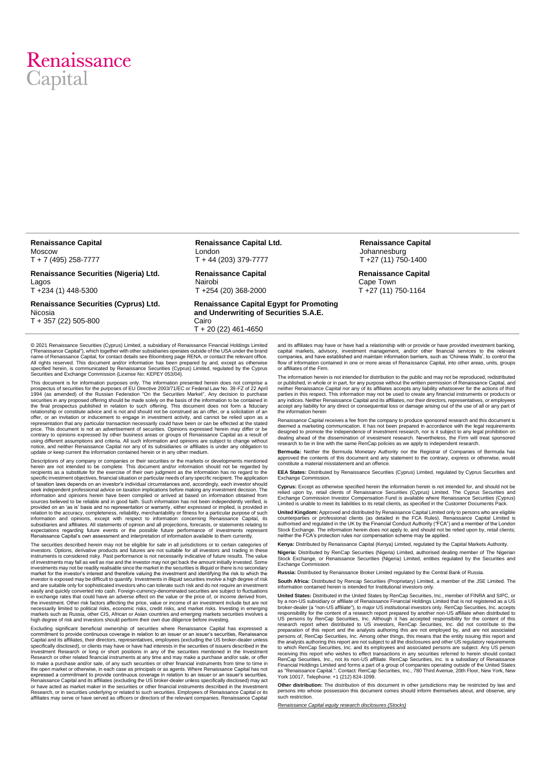# Renaissance Capital

**Renaissance Capital**
Moscow
T + 7 (495) 258-7777

**Renaissance Capital Ltd.**
London
T + 44 (203) 379-7777

**Renaissance Capital**
Johannesburg
T +27 (11) 750-1400

**Renaissance Securities (Nigeria) Ltd.**
Lagos
T +234 (1) 448-5300

**Renaissance Capital**
Nairobi
T +254 (20) 368-2000

**Renaissance Capital**
Cape Town
T +27 (11) 750-1164

**Renaissance Securities (Cyprus) Ltd.**
Nicosia
T + 357 (22) 505-800

**Renaissance Capital Egypt for Promoting and Underwriting of Securities S.A.E.**
Cairo
T + 20 (22) 461-4650

© 2021 Renaissance Securities (Cyprus) Limited, a subsidiary of Renaissance Financial Holdings Limited ("Renaissance Capital"), which together with other subsidiaries operates outside of the USA under the brand name of Renaissance Capital, for contact details see Bloomberg page RENA, or contact the relevant office. All rights reserved. This document and/or information has been prepared by and, except as otherwise specified herein, is communicated by Renaissance Securities (Cyprus) Limited, regulated by the Cyprus Securities and Exchange Commission (License No: KEPEY 053/04).

This document is for information purposes only. The information presented herein does not comprise a prospectus of securities for the purposes of EU Directive 2003/71/EC or Federal Law No. 39-FZ of 22 April 1994 (as amended) of the Russian Federation "On the Securities Market". Any decision to purchase securities in any proposed offering should be made solely on the basis of the information to be contained in the final prospectus published in relation to such offering. This document does not form a fiduciary relationship or constitute advice and is not and should not be construed as an offer, or a solicitation of an offer, or an invitation or inducement to engage in investment activity, and cannot be relied upon as a representation that any particular transaction necessarily could have been or can be effected at the stated price. This document is not an advertisement of securities. Opinions expressed herein may differ or be contrary to opinions expressed by other business areas or groups of Renaissance Capital as a result of using different assumptions and criteria. All such information and opinions are subject to change without notice, and neither Renaissance Capital nor any of its subsidiaries or affiliates is under any obligation to update or keep current the information contained herein or in any other medium.

Descriptions of any company or companies or their securities or the markets or developments mentioned herein are not intended to be complete. This document and/or information should not be regarded by recipients as a substitute for the exercise of their own judgment as the information has no regard to the specific investment objectives, financial situation or particular needs of any specific recipient. The application of taxation laws depends on an investor's individual circumstances and, accordingly, each investor should seek independent professional advice on taxation implications before making any investment decision. The information and opinions herein have been compiled or arrived at based on information obtained from sources believed to be reliable and in good faith. Such information has not been independently verified, is provided on an 'as is' basis and no representation or warranty, either expressed or implied, is provided in relation to the accuracy, completeness, reliability, merchantability or fitness for a particular purpose of such information and opinions, except with respect to information concerning Renaissance Capital, its subsidiaries and affiliates. All statements of opinion and all projections, forecasts, or statements relating to expectations regarding future events or the possible future performance of investments represent Renaissance Capital's own assessment and interpretation of information available to them currently.

The securities described herein may not be eligible for sale in all jurisdictions or to certain categories of investors. Options, derivative products and futures are not suitable for all investors and trading in these instruments is considered risky. Past performance is not necessarily indicative of future results. The value of investments may fall as well as rise and the investor may not get back the amount initially invested. Some investments may not be readily realisable since the market in the securities is illiquid or there is no secondary market for the investor's interest and therefore valuing the investment and identifying the risk to which the investor is exposed may be difficult to quantify. Investments in illiquid securities involve a high degree of risk and are suitable only for sophisticated investors who can tolerate such risk and do not require an investment easily and quickly converted into cash. Foreign-currency-denominated securities are subject to fluctuations in exchange rates that could have an adverse effect on the value or the price of, or income derived from, the investment. Other risk factors affecting the price, value or income of an investment include but are not necessarily limited to political risks, economic risks, credit risks, and market risks. Investing in emerging markets such as Russia, other CIS, African or Asian countries and emerging markets securities involves a high degree of risk and investors should perform their own due diligence before investing.

Excluding significant beneficial ownership of securities where Renaissance Capital has expressed a commitment to provide continuous coverage in relation to an issuer or an issuer's securities, Renaissance Capital and its affiliates, their directors, representatives, employees (excluding the US broker-dealer unless specifically disclosed), or clients may have or have had interests in the securities of issuers described in the Investment Research or long or short positions in any of the securities mentioned in the Investment Research or other related financial instruments at any time and may make a purchase and/or sale, or offer to make a purchase and/or sale, of any such securities or other financial instruments from time to time in the open market or otherwise, in each case as principals or as agents. Where Renaissance Capital has not expressed a commitment to provide continuous coverage in relation to an issuer or an issuer's securities, Renaissance Capital and its affiliates (excluding the US broker-dealer unless specifically disclosed) may act or have acted as market maker in the securities or other financial instruments described in the Investment Research, or in securities underlying or related to such securities. Employees of Renaissance Capital or its affiliates may serve or have served as officers or directors of the relevant companies. Renaissance Capital and its affiliates may have or have had a relationship with or provide or have provided investment banking, capital markets, advisory, investment management, and/or other financial services to the relevant companies, and have established and maintain information barriers, such as 'Chinese Walls', to control the flow of information contained in one or more areas of Renaissance Capital, into other areas, units, groups or affiliates of the Firm.

The information herein is not intended for distribution to the public and may not be reproduced, redistributed or published, in whole or in part, for any purpose without the written permission of Renaissance Capital, and neither Renaissance Capital nor any of its affiliates accepts any liability whatsoever for the actions of third parties in this respect. This information may not be used to create any financial instruments or products or any indices. Neither Renaissance Capital and its affiliates, nor their directors, representatives, or employees accept any liability for any direct or consequential loss or damage arising out of the use of all or any part of the information herein

Renaissance Capital receives a fee from the company to produce sponsored research and this document is deemed a marketing communication. It has not been prepared in accordance with the legal requirements designed to promote the independence of investment research, nor is it subject to any legal prohibition on dealing ahead of the dissemination of investment research. Nevertheless, the Firm will treat sponsored research to be in line with the same RenCap policies as we apply to independent research.

**Bermuda:** Neither the Bermuda Monetary Authority nor the Registrar of Companies of Bermuda has approved the contents of this document and any statement to the contrary, express or otherwise, would constitute a material misstatement and an offence.

**EEA States:** Distributed by Renaissance Securities (Cyprus) Limited, regulated by Cyprus Securities and Exchange Commission.

**Cyprus:** Except as otherwise specified herein the information herein is not intended for, and should not be relied upon by, retail clients of Renaissance Securities (Cyprus) Limited. The Cyprus Securities and Exchange Commission Investor Compensation Fund is available where Renaissance Securities (Cyprus) Limited is unable to meet its liabilities to its retail clients, as specified in the Customer Documents Pack.

**United Kingdom:** Approved and distributed by Renaissance Capital Limited only to persons who are eligible counterparties or professional clients (as detailed in the FCA Rules). Renaissance Capital Limited is authorised and regulated in the UK by the Financial Conduct Authority ("FCA") and a member of the London Stock Exchange. The information herein does not apply to, and should not be relied upon by, retail clients; neither the FCA's protection rules nor compensation scheme may be applied.

**Kenya:** Distributed by Renaissance Capital (Kenya) Limited, regulated by the Capital Markets Authority.

**Nigeria:** Distributed by RenCap Securities (Nigeria) Limited, authorised dealing member of The Nigerian Stock Exchange, or Renaissance Securities (Nigeria) Limited, entities regulated by the Securities and Exchange Commission.

**Russia:** Distributed by Renaissance Broker Limited regulated by the Central Bank of Russia.

**South Africa:** Distributed by Rencap Securities (Proprietary) Limited, a member of the JSE Limited. The information contained herein is intended for Institutional investors only.

**United States:** Distributed in the United States by RenCap Securities, Inc., member of FINRA and SIPC, or by a non-US subsidiary or affiliate of Renaissance Financial Holdings Limited that is not registered as a US broker-dealer (a "non-US affiliate"), to major US institutional investors only. RenCap Securities, Inc. accepts responsibility for the content of a research report prepared by another non-US affiliate when distributed to US persons by RenCap Securities, Inc. Although it has accepted responsibility for the content of this research report when distributed to US investors, RenCap Securities, Inc. did not contribute to the preparation of this report and the analysts authoring this are not employed by, and are not associated persons of, RenCap Securities, Inc. Among other things, this means that the entity issuing this report and the analysts authoring this report are not subject to all the disclosures and other US regulatory requirements to which RenCap Securities, Inc. and its employees and associated persons are subject. Any US person receiving this report who wishes to effect transactions in any securities referred to herein should contact RenCap Securities, Inc., not its non-US affiliate. RenCap Securities, Inc. is a subsidiary of Renaissance Financial Holdings Limited and forms a part of a group of companies operating outside of the United States as "Renaissance Capital.". Contact: RenCap Securities, Inc., 780 Third Avenue, 20th Floor, New York, New York 10017, Telephone: +1 (212) 824-1099.

**Other distribution:** The distribution of this document in other jurisdictions may be restricted by law and persons into whose possession this document comes should inform themselves about, and observe, any such restriction.

*Renaissance Capital equity research disclosures (Stocks)*